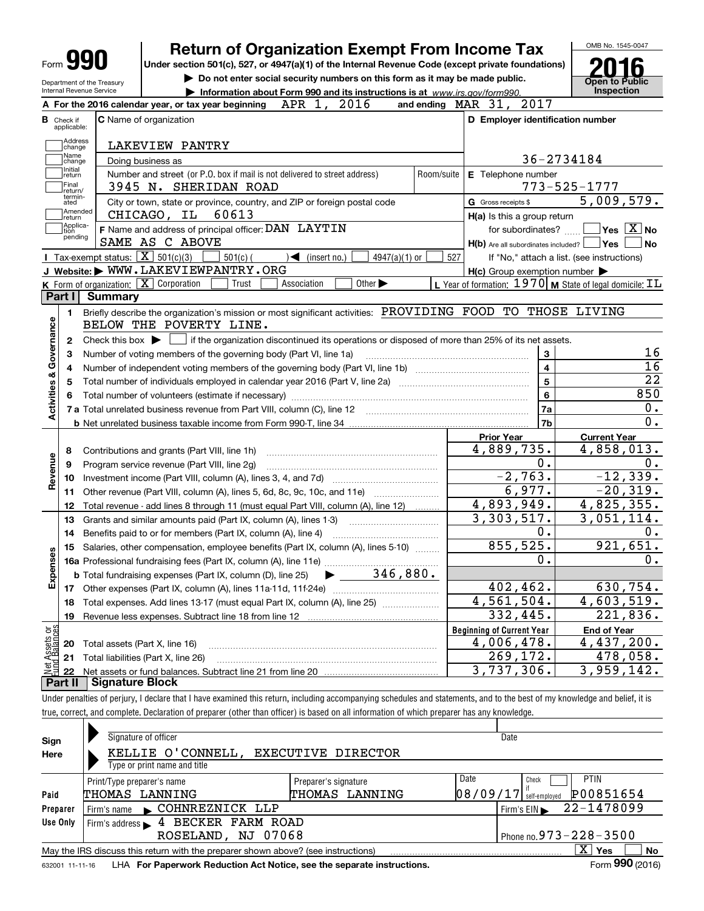# Form 990 — Return of Organization Exempt From Income Tax (2016)

Under section 501(c), 527, or 4947(a)(1) of the Internal Revenue Code (except private foundations)

▶ Do not enter social security numbers on this form as it may be made public.

▶ Information about Form 990 and its instructions is at www.irs.gov/form990.

Department of the Treasury, Internal Revenue Service

OMB No. 1545-0047 — **2016** — Open to Public Inspection

**A** For the 2016 calendar year, or tax year beginning APR 1, 2016 and ending MAR 31, 2017

**B** Check if applicable: Address change, Name change, Initial return, Final return/terminated, Amended return, Application pending

**C** Name of organization: LAKEVIEW PANTRY

Doing business as

Number and street (or P.O. box if mail is not delivered to street address): 3945 N. SHERIDAN ROAD — Room/suite

City or town, state or province, country, and ZIP or foreign postal code: CHICAGO, IL 60613

**D** Employer identification number: 36-2734184

**E** Telephone number: 773-525-1777

**G** Gross receipts $ 5,009,579.

**F** Name and address of principal officer: DAN LAYTIN, SAME AS C ABOVE

**H(a)** Is this a group return for subordinates? Yes [ ] No [X]

**H(b)** Are all subordinates included? Yes [ ] No [ ] If "No," attach a list. (see instructions)

**H(c)** Group exemption number ▶

**I** Tax-exempt status: [X] 501(c)(3) [ ] 501(c) ( ) ◀ (insert no.) [ ] 4947(a)(1) or [ ] 527

**J** Website: ▶ WWW.LAKEVIEWPANTRY.ORG

**K** Form of organization: [X] Corporation [ ] Trust [ ] Association [ ] Other ▶

**L** Year of formation: 1970 **M** State of legal domicile: IL

## Part I Summary

**Activities & Governance**

1. Briefly describe the organization's mission or most significant activities: PROVIDING FOOD TO THOSE LIVING BELOW THE POVERTY LINE.
2. Check this box ▶ [ ] if the organization discontinued its operations or disposed of more than 25% of its net assets.

| Line | Description | | Value |
|---|---|---|---|
| 3 | Number of voting members of the governing body (Part VI, line 1a) | 3 | 16 |
| 4 | Number of independent voting members of the governing body (Part VI, line 1b) | 4 | 16 |
| 5 | Total number of individuals employed in calendar year 2016 (Part V, line 2a) | 5 | 22 |
| 6 | Total number of volunteers (estimate if necessary) | 6 | 850 |
| 7a | Total unrelated business revenue from Part VIII, column (C), line 12 | 7a | 0. |
| 7b | Net unrelated business taxable income from Form 990-T, line 34 | 7b | 0. |

| Line | Description | Prior Year | Current Year |
|---|---|---|---|
| | **Revenue** | | |
| 8 | Contributions and grants (Part VIII, line 1h) | 4,889,735. | 4,858,013. |
| 9 | Program service revenue (Part VIII, line 2g) | 0. | 0. |
| 10 | Investment income (Part VIII, column (A), lines 3, 4, and 7d) | -2,763. | -12,339. |
| 11 | Other revenue (Part VIII, column (A), lines 5, 6d, 8c, 9c, 10c, and 11e) | 6,977. | -20,319. |
| 12 | Total revenue - add lines 8 through 11 (must equal Part VIII, column (A), line 12) | 4,893,949. | 4,825,355. |
| | **Expenses** | | |
| 13 | Grants and similar amounts paid (Part IX, column (A), lines 1-3) | 3,303,517. | 3,051,114. |
| 14 | Benefits paid to or for members (Part IX, column (A), line 4) | 0. | 0. |
| 15 | Salaries, other compensation, employee benefits (Part IX, column (A), lines 5-10) | 855,525. | 921,651. |
| 16a | Professional fundraising fees (Part IX, column (A), line 11e) | 0. | 0. |
| b | Total fundraising expenses (Part IX, column (D), line 25) ▶ 346,880. | | |
| 17 | Other expenses (Part IX, column (A), lines 11a-11d, 11f-24e) | 402,462. | 630,754. |
| 18 | Total expenses. Add lines 13-17 (must equal Part IX, column (A), line 25) | 4,561,504. | 4,603,519. |
| 19 | Revenue less expenses. Subtract line 18 from line 12 | 332,445. | 221,836. |

| Line | Net Assets or Fund Balances | Beginning of Current Year | End of Year |
|---|---|---|---|
| 20 | Total assets (Part X, line 16) | 4,006,478. | 4,437,200. |
| 21 | Total liabilities (Part X, line 26) | 269,172. | 478,058. |
| 22 | Net assets or fund balances. Subtract line 21 from line 20 | 3,737,306. | 3,959,142. |

## Part II Signature Block

Under penalties of perjury, I declare that I have examined this return, including accompanying schedules and statements, and to the best of my knowledge and belief, it is true, correct, and complete. Declaration of preparer (other than officer) is based on all information of which preparer has any knowledge.

**Sign Here**

Signature of officer — Date

KELLIE O'CONNELL, EXECUTIVE DIRECTOR

Type or print name and title

**Paid Preparer Use Only**

| Print/Type preparer's name | Preparer's signature | Date | Check if self-employed | PTIN |
|---|---|---|---|---|
| THOMAS LANNING | THOMAS LANNING | 08/09/17 | [ ] | P00851654 |

Firm's name ▶ COHNREZNICK LLP — Firm's EIN ▶ 22-1478099

Firm's address ▶ 4 BECKER FARM ROAD, ROSELAND, NJ 07068 — Phone no. 973-228-3500

May the IRS discuss this return with the preparer shown above? (see instructions) [X] Yes [ ] No

632001 11-11-16 LHA For Paperwork Reduction Act Notice, see the separate instructions. Form **990** (2016)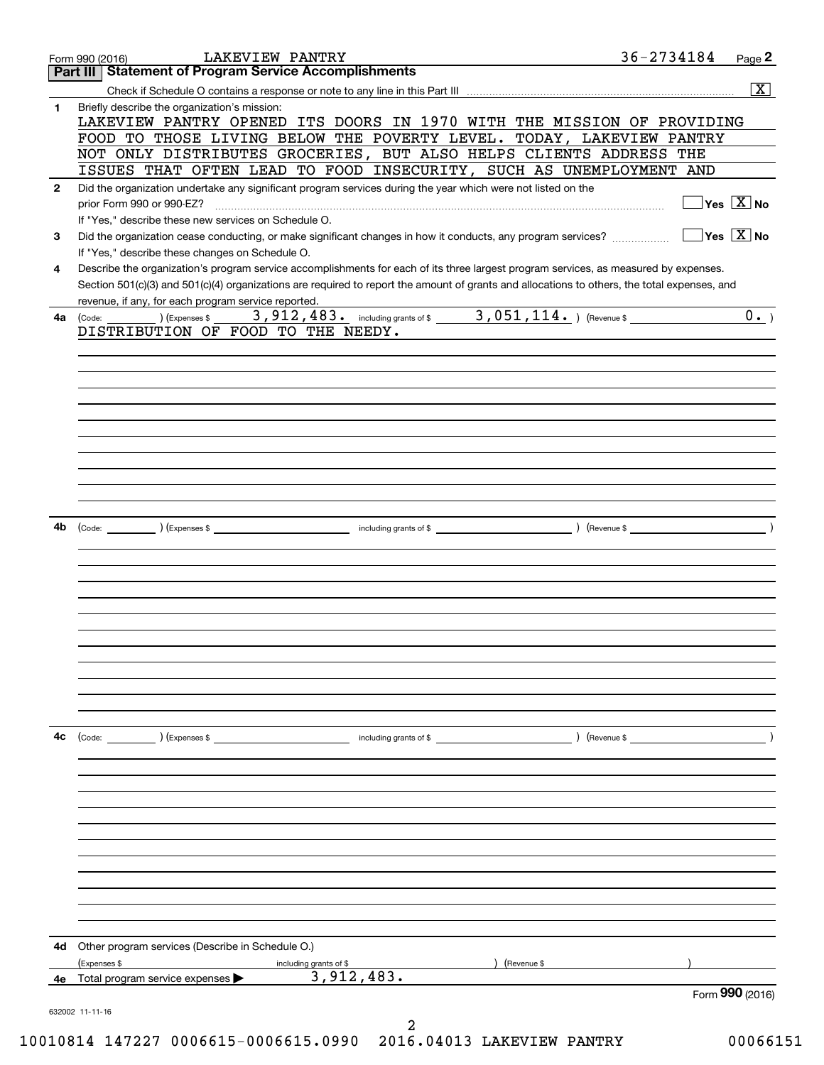Form 990 (2016) LAKEVIEW PANTRY 36-2734184 Page **2**

## Part III Statement of Program Service Accomplishments

Check if Schedule O contains a response or note to any line in this Part III ..... [X]

**1** Briefly describe the organization's mission:

LAKEVIEW PANTRY OPENED ITS DOORS IN 1970 WITH THE MISSION OF PROVIDING FOOD TO THOSE LIVING BELOW THE POVERTY LEVEL. TODAY, LAKEVIEW PANTRY NOT ONLY DISTRIBUTES GROCERIES, BUT ALSO HELPS CLIENTS ADDRESS THE ISSUES THAT OFTEN LEAD TO FOOD INSECURITY, SUCH AS UNEMPLOYMENT AND

**2** Did the organization undertake any significant program services during the year which were not listed on the prior Form 990 or 990-EZ? ..... [ ] Yes [X] No

If "Yes," describe these new services on Schedule O.

**3** Did the organization cease conducting, or make significant changes in how it conducts, any program services? ..... [ ] Yes [X] No

If "Yes," describe these changes on Schedule O.

**4** Describe the organization's program service accomplishments for each of its three largest program services, as measured by expenses. Section 501(c)(3) and 501(c)(4) organizations are required to report the amount of grants and allocations to others, the total expenses, and revenue, if any, for each program service reported.

**4a** (Code: ) (Expenses $ 3,912,483. including grants of $ 3,051,114. ) (Revenue $ 0. )

DISTRIBUTION OF FOOD TO THE NEEDY.

**4b** (Code: ) (Expenses $ including grants of $ ) (Revenue $ )

**4c** (Code: ) (Expenses $ including grants of $ ) (Revenue $ )

**4d** Other program services (Describe in Schedule O.)

(Expenses $ including grants of $ ) (Revenue $ )

**4e** Total program service expenses ▶ 3,912,483.

Form **990** (2016)

632002 11-11-16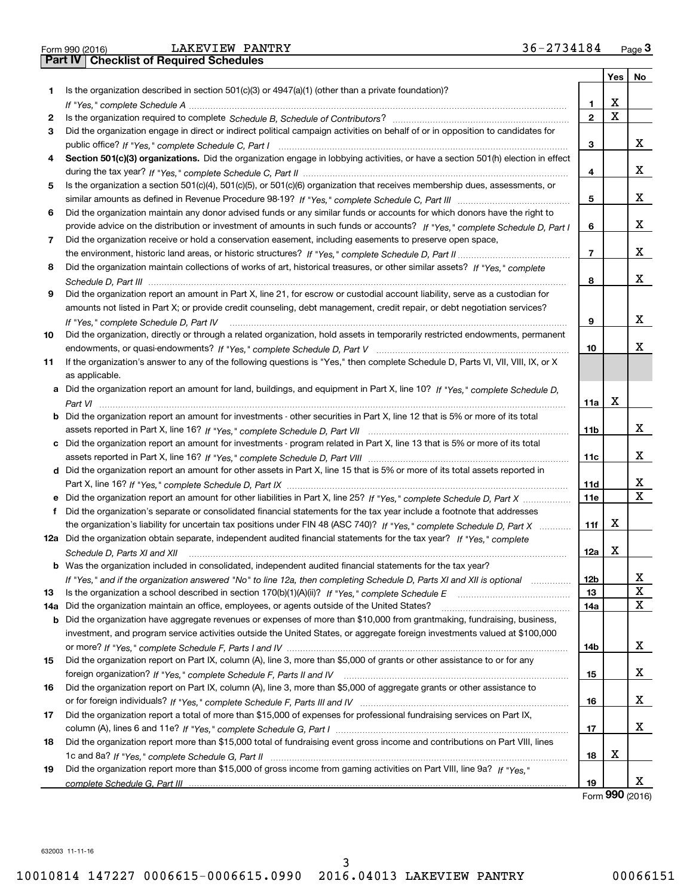Form 990 (2016) LAKEVIEW PANTRY 36-2734184

## Part IV Checklist of Required Schedules

| | | | Yes | No |
|---|---|---|---|---|
| 1 | Is the organization described in section 501(c)(3) or 4947(a)(1) (other than a private foundation)? *If "Yes," complete Schedule A* | 1 | X | |
| 2 | Is the organization required to complete *Schedule B, Schedule of Contributors*? | 2 | X | |
| 3 | Did the organization engage in direct or indirect political campaign activities on behalf of or in opposition to candidates for public office? *If "Yes," complete Schedule C, Part I* | 3 | | X |
| 4 | **Section 501(c)(3) organizations.** Did the organization engage in lobbying activities, or have a section 501(h) election in effect during the tax year? *If "Yes," complete Schedule C, Part II* | 4 | | X |
| 5 | Is the organization a section 501(c)(4), 501(c)(5), or 501(c)(6) organization that receives membership dues, assessments, or similar amounts as defined in Revenue Procedure 98-19? *If "Yes," complete Schedule C, Part III* | 5 | | X |
| 6 | Did the organization maintain any donor advised funds or any similar funds or accounts for which donors have the right to provide advice on the distribution or investment of amounts in such funds or accounts? *If "Yes," complete Schedule D, Part I* | 6 | | X |
| 7 | Did the organization receive or hold a conservation easement, including easements to preserve open space, the environment, historic land areas, or historic structures? *If "Yes," complete Schedule D, Part II* | 7 | | X |
| 8 | Did the organization maintain collections of works of art, historical treasures, or other similar assets? *If "Yes," complete Schedule D, Part III* | 8 | | X |
| 9 | Did the organization report an amount in Part X, line 21, for escrow or custodial account liability, serve as a custodian for amounts not listed in Part X; or provide credit counseling, debt management, credit repair, or debt negotiation services? *If "Yes," complete Schedule D, Part IV* | 9 | | X |
| 10 | Did the organization, directly or through a related organization, hold assets in temporarily restricted endowments, permanent endowments, or quasi-endowments? *If "Yes," complete Schedule D, Part V* | 10 | | X |
| 11 | If the organization's answer to any of the following questions is "Yes," then complete Schedule D, Parts VI, VII, VIII, IX, or X as applicable. | | | |
| a | Did the organization report an amount for land, buildings, and equipment in Part X, line 10? *If "Yes," complete Schedule D, Part VI* | 11a | X | |
| b | Did the organization report an amount for investments - other securities in Part X, line 12 that is 5% or more of its total assets reported in Part X, line 16? *If "Yes," complete Schedule D, Part VII* | 11b | | X |
| c | Did the organization report an amount for investments - program related in Part X, line 13 that is 5% or more of its total assets reported in Part X, line 16? *If "Yes," complete Schedule D, Part VIII* | 11c | | X |
| d | Did the organization report an amount for other assets in Part X, line 15 that is 5% or more of its total assets reported in Part X, line 16? *If "Yes," complete Schedule D, Part IX* | 11d | | X |
| e | Did the organization report an amount for other liabilities in Part X, line 25? *If "Yes," complete Schedule D, Part X* | 11e | | X |
| f | Did the organization's separate or consolidated financial statements for the tax year include a footnote that addresses the organization's liability for uncertain tax positions under FIN 48 (ASC 740)? *If "Yes," complete Schedule D, Part X* | 11f | X | |
| 12a | Did the organization obtain separate, independent audited financial statements for the tax year? *If "Yes," complete Schedule D, Parts XI and XII* | 12a | X | |
| b | Was the organization included in consolidated, independent audited financial statements for the tax year? *If "Yes," and if the organization answered "No" to line 12a, then completing Schedule D, Parts XI and XII is optional* | 12b | | X |
| 13 | Is the organization a school described in section 170(b)(1)(A)(ii)? *If "Yes," complete Schedule E* | 13 | | X |
| 14a | Did the organization maintain an office, employees, or agents outside of the United States? | 14a | | X |
| b | Did the organization have aggregate revenues or expenses of more than $10,000 from grantmaking, fundraising, business, investment, and program service activities outside the United States, or aggregate foreign investments valued at $100,000 or more? *If "Yes," complete Schedule F, Parts I and IV* | 14b | | X |
| 15 | Did the organization report on Part IX, column (A), line 3, more than $5,000 of grants or other assistance to or for any foreign organization? *If "Yes," complete Schedule F, Parts II and IV* | 15 | | X |
| 16 | Did the organization report on Part IX, column (A), line 3, more than $5,000 of aggregate grants or other assistance to or for foreign individuals? *If "Yes," complete Schedule F, Parts III and IV* | 16 | | X |
| 17 | Did the organization report a total of more than $15,000 of expenses for professional fundraising services on Part IX, column (A), lines 6 and 11e? *If "Yes," complete Schedule G, Part I* | 17 | | X |
| 18 | Did the organization report more than $15,000 total of fundraising event gross income and contributions on Part VIII, lines 1c and 8a? *If "Yes," complete Schedule G, Part II* | 18 | X | |
| 19 | Did the organization report more than $15,000 of gross income from gaming activities on Part VIII, line 9a? *If "Yes," complete Schedule G, Part III* | 19 | | X |

Form **990** (2016)

632003 11-11-16

10010814 147227 0006615-0006615.0990 2016.04013 LAKEVIEW PANTRY 00066151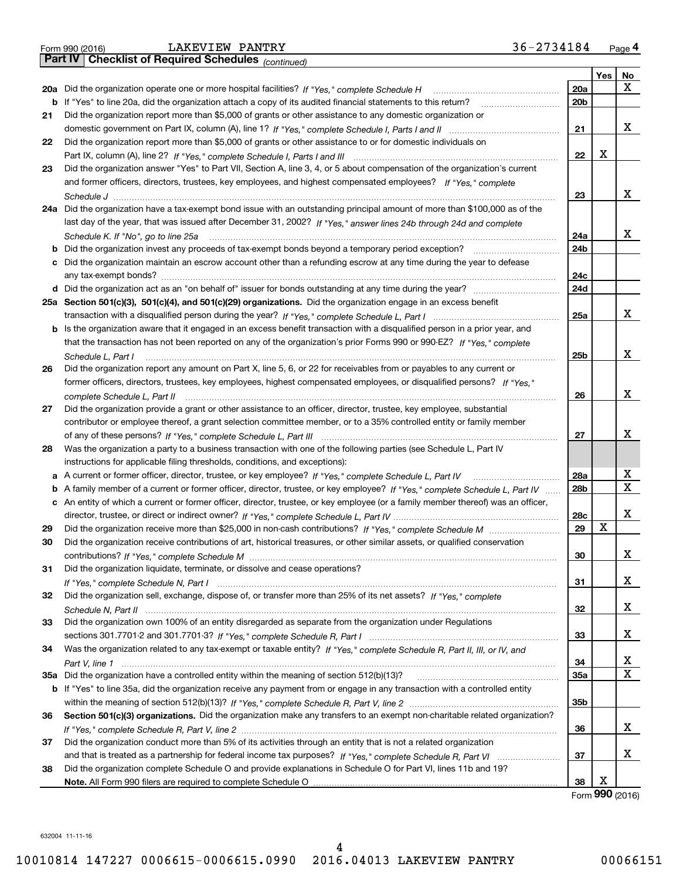Form 990 (2016) LAKEVIEW PANTRY 36-2734184

**Part IV | Checklist of Required Schedules** *(continued)*

| | | | Yes | No |
|---|---|---|---|---|
| 20a | Did the organization operate one or more hospital facilities? *If "Yes," complete Schedule H* | 20a | | X |
| b | If "Yes" to line 20a, did the organization attach a copy of its audited financial statements to this return? | 20b | | |
| 21 | Did the organization report more than $5,000 of grants or other assistance to any domestic organization or domestic government on Part IX, column (A), line 1? *If "Yes," complete Schedule I, Parts I and II* | 21 | | X |
| 22 | Did the organization report more than $5,000 of grants or other assistance to or for domestic individuals on Part IX, column (A), line 2? *If "Yes," complete Schedule I, Parts I and III* | 22 | X | |
| 23 | Did the organization answer "Yes" to Part VII, Section A, line 3, 4, or 5 about compensation of the organization's current and former officers, directors, trustees, key employees, and highest compensated employees? *If "Yes," complete Schedule J* | 23 | | X |
| 24a | Did the organization have a tax-exempt bond issue with an outstanding principal amount of more than $100,000 as of the last day of the year, that was issued after December 31, 2002? *If "Yes," answer lines 24b through 24d and complete Schedule K. If "No", go to line 25a* | 24a | | X |
| b | Did the organization invest any proceeds of tax-exempt bonds beyond a temporary period exception? | 24b | | |
| c | Did the organization maintain an escrow account other than a refunding escrow at any time during the year to defease any tax-exempt bonds? | 24c | | |
| d | Did the organization act as an "on behalf of" issuer for bonds outstanding at any time during the year? | 24d | | |
| 25a | **Section 501(c)(3), 501(c)(4), and 501(c)(29) organizations.** Did the organization engage in an excess benefit transaction with a disqualified person during the year? *If "Yes," complete Schedule L, Part I* | 25a | | X |
| b | Is the organization aware that it engaged in an excess benefit transaction with a disqualified person in a prior year, and that the transaction has not been reported on any of the organization's prior Forms 990 or 990-EZ? *If "Yes," complete Schedule L, Part I* | 25b | | X |
| 26 | Did the organization report any amount on Part X, line 5, 6, or 22 for receivables from or payables to any current or former officers, directors, trustees, key employees, highest compensated employees, or disqualified persons? *If "Yes," complete Schedule L, Part II* | 26 | | X |
| 27 | Did the organization provide a grant or other assistance to an officer, director, trustee, key employee, substantial contributor or employee thereof, a grant selection committee member, or to a 35% controlled entity or family member of any of these persons? *If "Yes," complete Schedule L, Part III* | 27 | | X |
| 28 | Was the organization a party to a business transaction with one of the following parties (see Schedule L, Part IV instructions for applicable filing thresholds, conditions, and exceptions): | | | |
| a | A current or former officer, director, trustee, or key employee? *If "Yes," complete Schedule L, Part IV* | 28a | | X |
| b | A family member of a current or former officer, director, trustee, or key employee? *If "Yes," complete Schedule L, Part IV* | 28b | | X |
| c | An entity of which a current or former officer, director, trustee, or key employee (or a family member thereof) was an officer, director, trustee, or direct or indirect owner? *If "Yes," complete Schedule L, Part IV* | 28c | | X |
| 29 | Did the organization receive more than $25,000 in non-cash contributions? *If "Yes," complete Schedule M* | 29 | X | |
| 30 | Did the organization receive contributions of art, historical treasures, or other similar assets, or qualified conservation contributions? *If "Yes," complete Schedule M* | 30 | | X |
| 31 | Did the organization liquidate, terminate, or dissolve and cease operations? *If "Yes," complete Schedule N, Part I* | 31 | | X |
| 32 | Did the organization sell, exchange, dispose of, or transfer more than 25% of its net assets? *If "Yes," complete Schedule N, Part II* | 32 | | X |
| 33 | Did the organization own 100% of an entity disregarded as separate from the organization under Regulations sections 301.7701-2 and 301.7701-3? *If "Yes," complete Schedule R, Part I* | 33 | | X |
| 34 | Was the organization related to any tax-exempt or taxable entity? *If "Yes," complete Schedule R, Part II, III, or IV, and Part V, line 1* | 34 | | X |
| 35a | Did the organization have a controlled entity within the meaning of section 512(b)(13)? | 35a | | X |
| b | If "Yes" to line 35a, did the organization receive any payment from or engage in any transaction with a controlled entity within the meaning of section 512(b)(13)? *If "Yes," complete Schedule R, Part V, line 2* | 35b | | |
| 36 | **Section 501(c)(3) organizations.** Did the organization make any transfers to an exempt non-charitable related organization? *If "Yes," complete Schedule R, Part V, line 2* | 36 | | X |
| 37 | Did the organization conduct more than 5% of its activities through an entity that is not a related organization and that is treated as a partnership for federal income tax purposes? *If "Yes," complete Schedule R, Part VI* | 37 | | X |
| 38 | Did the organization complete Schedule O and provide explanations in Schedule O for Part VI, lines 11b and 19? **Note.** All Form 990 filers are required to complete Schedule O | 38 | X | |

Form **990** (2016)

632004 11-11-16

10010814 147227 0006615-0006615.0990 2016.04013 LAKEVIEW PANTRY 00066151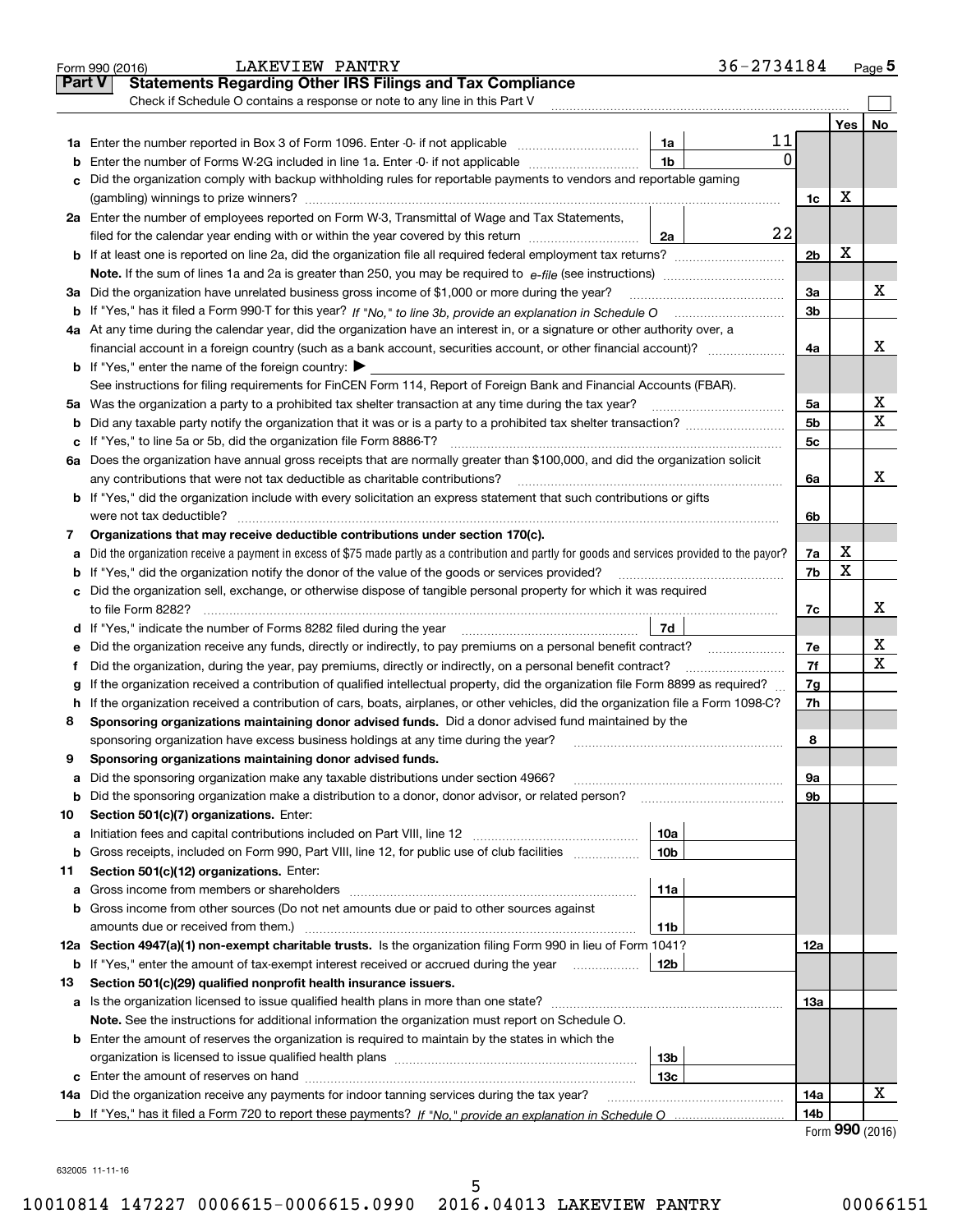Form 990 (2016) LAKEVIEW PANTRY 36-2734184 Page 5

## Part V Statements Regarding Other IRS Filings and Tax Compliance

Check if Schedule O contains a response or note to any line in this Part V

| | | | | | Yes | No |
|---|---|---|---|---|---|---|
| **1a** | Enter the number reported in Box 3 of Form 1096. Enter -0- if not applicable | 1a | 11 | | | |
| **b** | Enter the number of Forms W-2G included in line 1a. Enter -0- if not applicable | 1b | 0 | | | |
| **c** | Did the organization comply with backup withholding rules for reportable payments to vendors and reportable gaming (gambling) winnings to prize winners? | | | 1c | X | |
| **2a** | Enter the number of employees reported on Form W-3, Transmittal of Wage and Tax Statements, filed for the calendar year ending with or within the year covered by this return | 2a | 22 | | | |
| **b** | If at least one is reported on line 2a, did the organization file all required federal employment tax returns? | | | 2b | X | |
| | **Note.** If the sum of lines 1a and 2a is greater than 250, you may be required to *e-file* (see instructions) | | | | | |
| **3a** | Did the organization have unrelated business gross income of $1,000 or more during the year? | | | 3a | | X |
| **b** | If "Yes," has it filed a Form 990-T for this year? *If "No," to line 3b, provide an explanation in Schedule O* | | | 3b | | |
| **4a** | At any time during the calendar year, did the organization have an interest in, or a signature or other authority over, a financial account in a foreign country (such as a bank account, securities account, or other financial account)? | | | 4a | | X |
| **b** | If "Yes," enter the name of the foreign country: ▶ See instructions for filing requirements for FinCEN Form 114, Report of Foreign Bank and Financial Accounts (FBAR). | | | | | |
| **5a** | Was the organization a party to a prohibited tax shelter transaction at any time during the tax year? | | | 5a | | X |
| **b** | Did any taxable party notify the organization that it was or is a party to a prohibited tax shelter transaction? | | | 5b | | X |
| **c** | If "Yes," to line 5a or 5b, did the organization file Form 8886-T? | | | 5c | | |
| **6a** | Does the organization have annual gross receipts that are normally greater than $100,000, and did the organization solicit any contributions that were not tax deductible as charitable contributions? | | | 6a | | X |
| **b** | If "Yes," did the organization include with every solicitation an express statement that such contributions or gifts were not tax deductible? | | | 6b | | |
| **7** | **Organizations that may receive deductible contributions under section 170(c).** | | | | | |
| **a** | Did the organization receive a payment in excess of $75 made partly as a contribution and partly for goods and services provided to the payor? | | | 7a | X | |
| **b** | If "Yes," did the organization notify the donor of the value of the goods or services provided? | | | 7b | X | |
| **c** | Did the organization sell, exchange, or otherwise dispose of tangible personal property for which it was required to file Form 8282? | | | 7c | | X |
| **d** | If "Yes," indicate the number of Forms 8282 filed during the year | 7d | | | | |
| **e** | Did the organization receive any funds, directly or indirectly, to pay premiums on a personal benefit contract? | | | 7e | | X |
| **f** | Did the organization, during the year, pay premiums, directly or indirectly, on a personal benefit contract? | | | 7f | | X |
| **g** | If the organization received a contribution of qualified intellectual property, did the organization file Form 8899 as required? | | | 7g | | |
| **h** | If the organization received a contribution of cars, boats, airplanes, or other vehicles, did the organization file a Form 1098-C? | | | 7h | | |
| **8** | **Sponsoring organizations maintaining donor advised funds.** Did a donor advised fund maintained by the sponsoring organization have excess business holdings at any time during the year? | | | 8 | | |
| **9** | **Sponsoring organizations maintaining donor advised funds.** | | | | | |
| **a** | Did the sponsoring organization make any taxable distributions under section 4966? | | | 9a | | |
| **b** | Did the sponsoring organization make a distribution to a donor, donor advisor, or related person? | | | 9b | | |
| **10** | **Section 501(c)(7) organizations.** Enter: | | | | | |
| **a** | Initiation fees and capital contributions included on Part VIII, line 12 | 10a | | | | |
| **b** | Gross receipts, included on Form 990, Part VIII, line 12, for public use of club facilities | 10b | | | | |
| **11** | **Section 501(c)(12) organizations.** Enter: | | | | | |
| **a** | Gross income from members or shareholders | 11a | | | | |
| **b** | Gross income from other sources (Do not net amounts due or paid to other sources against amounts due or received from them.) | 11b | | | | |
| **12a** | **Section 4947(a)(1) non-exempt charitable trusts.** Is the organization filing Form 990 in lieu of Form 1041? | | | 12a | | |
| **b** | If "Yes," enter the amount of tax-exempt interest received or accrued during the year | 12b | | | | |
| **13** | **Section 501(c)(29) qualified nonprofit health insurance issuers.** | | | | | |
| **a** | Is the organization licensed to issue qualified health plans in more than one state? | | | 13a | | |
| | **Note.** See the instructions for additional information the organization must report on Schedule O. | | | | | |
| **b** | Enter the amount of reserves the organization is required to maintain by the states in which the organization is licensed to issue qualified health plans | 13b | | | | |
| **c** | Enter the amount of reserves on hand | 13c | | | | |
| **14a** | Did the organization receive any payments for indoor tanning services during the tax year? | | | 14a | | X |
| **b** | If "Yes," has it filed a Form 720 to report these payments? *If "No," provide an explanation in Schedule O* | | | 14b | | |

Form **990** (2016)

632005 11-11-16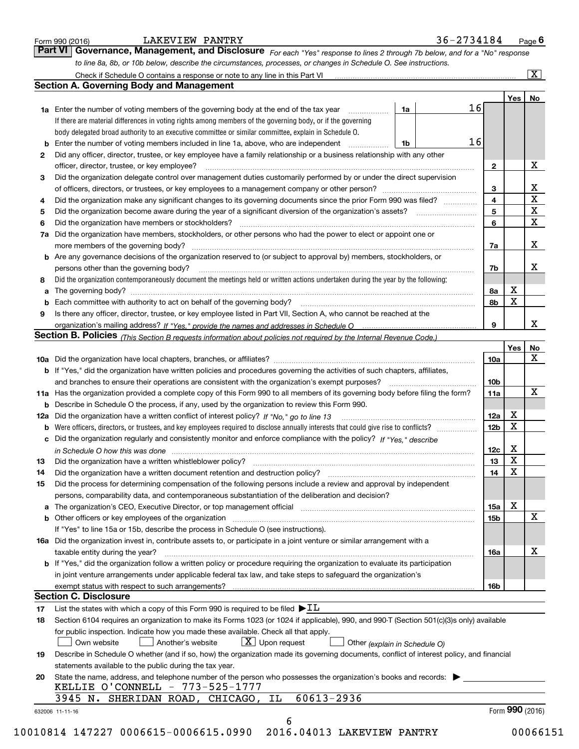Form 990 (2016) LAKEVIEW PANTRY 36-2734184 Page 6

## Part VI Governance, Management, and Disclosure

*For each "Yes" response to lines 2 through 7b below, and for a "No" response to line 8a, 8b, or 10b below, describe the circumstances, processes, or changes in Schedule O. See instructions.*

Check if Schedule O contains a response or note to any line in this Part VI .......... [X]

### Section A. Governing Body and Management

| | | | | Yes | No |
|---|---|---|---|---|---|
| **1a** | Enter the number of voting members of the governing body at the end of the tax year ... **1a** 16<br>If there are material differences in voting rights among members of the governing body, or if the governing body delegated broad authority to an executive committee or similar committee, explain in Schedule O. | | | | |
| **b** | Enter the number of voting members included in line 1a, above, who are independent ... **1b** 16 | | | | |
| **2** | Did any officer, director, trustee, or key employee have a family relationship or a business relationship with any other officer, director, trustee, or key employee? | | **2** | | X |
| **3** | Did the organization delegate control over management duties customarily performed by or under the direct supervision of officers, directors, or trustees, or key employees to a management company or other person? | | **3** | | X |
| **4** | Did the organization make any significant changes to its governing documents since the prior Form 990 was filed? | | **4** | | X |
| **5** | Did the organization become aware during the year of a significant diversion of the organization's assets? | | **5** | | X |
| **6** | Did the organization have members or stockholders? | | **6** | | X |
| **7a** | Did the organization have members, stockholders, or other persons who had the power to elect or appoint one or more members of the governing body? | | **7a** | | X |
| **b** | Are any governance decisions of the organization reserved to (or subject to approval by) members, stockholders, or persons other than the governing body? | | **7b** | | X |
| **8** | Did the organization contemporaneously document the meetings held or written actions undertaken during the year by the following: | | | | |
| **a** | The governing body? | | **8a** | X | |
| **b** | Each committee with authority to act on behalf of the governing body? | | **8b** | X | |
| **9** | Is there any officer, director, trustee, or key employee listed in Part VII, Section A, who cannot be reached at the organization's mailing address? *If "Yes," provide the names and addresses in Schedule O* | | **9** | | X |

### Section B. Policies *(This Section B requests information about policies not required by the Internal Revenue Code.)*

| | | | Yes | No |
|---|---|---|---|---|
| **10a** | Did the organization have local chapters, branches, or affiliates? | **10a** | | X |
| **b** | If "Yes," did the organization have written policies and procedures governing the activities of such chapters, affiliates, and branches to ensure their operations are consistent with the organization's exempt purposes? | **10b** | | |
| **11a** | Has the organization provided a complete copy of this Form 990 to all members of its governing body before filing the form? | **11a** | | X |
| **b** | Describe in Schedule O the process, if any, used by the organization to review this Form 990. | | | |
| **12a** | Did the organization have a written conflict of interest policy? *If "No," go to line 13* | **12a** | X | |
| **b** | Were officers, directors, or trustees, and key employees required to disclose annually interests that could give rise to conflicts? | **12b** | X | |
| **c** | Did the organization regularly and consistently monitor and enforce compliance with the policy? *If "Yes," describe in Schedule O how this was done* | **12c** | X | |
| **13** | Did the organization have a written whistleblower policy? | **13** | X | |
| **14** | Did the organization have a written document retention and destruction policy? | **14** | X | |
| **15** | Did the process for determining compensation of the following persons include a review and approval by independent persons, comparability data, and contemporaneous substantiation of the deliberation and decision? | | | |
| **a** | The organization's CEO, Executive Director, or top management official | **15a** | X | |
| **b** | Other officers or key employees of the organization | **15b** | | X |
| | If "Yes" to line 15a or 15b, describe the process in Schedule O (see instructions). | | | |
| **16a** | Did the organization invest in, contribute assets to, or participate in a joint venture or similar arrangement with a taxable entity during the year? | **16a** | | X |
| **b** | If "Yes," did the organization follow a written policy or procedure requiring the organization to evaluate its participation in joint venture arrangements under applicable federal tax law, and take steps to safeguard the organization's exempt status with respect to such arrangements? | **16b** | | |

### Section C. Disclosure

**17** List the states with which a copy of this Form 990 is required to be filed ▶ IL

**18** Section 6104 requires an organization to make its Forms 1023 (or 1024 if applicable), 990, and 990-T (Section 501(c)(3)s only) available for public inspection. Indicate how you made these available. Check all that apply.

[ ] Own website [ ] Another's website [X] Upon request [ ] Other *(explain in Schedule O)*

**19** Describe in Schedule O whether (and if so, how) the organization made its governing documents, conflict of interest policy, and financial statements available to the public during the tax year.

**20** State the name, address, and telephone number of the person who possesses the organization's books and records: ▶

KELLIE O'CONNELL - 773-525-1777
3945 N. SHERIDAN ROAD, CHICAGO, IL 60613-2936

632006 11-11-16 Form **990** (2016)

10010814 147227 0006615-0006615.0990 2016.04013 LAKEVIEW PANTRY 00066151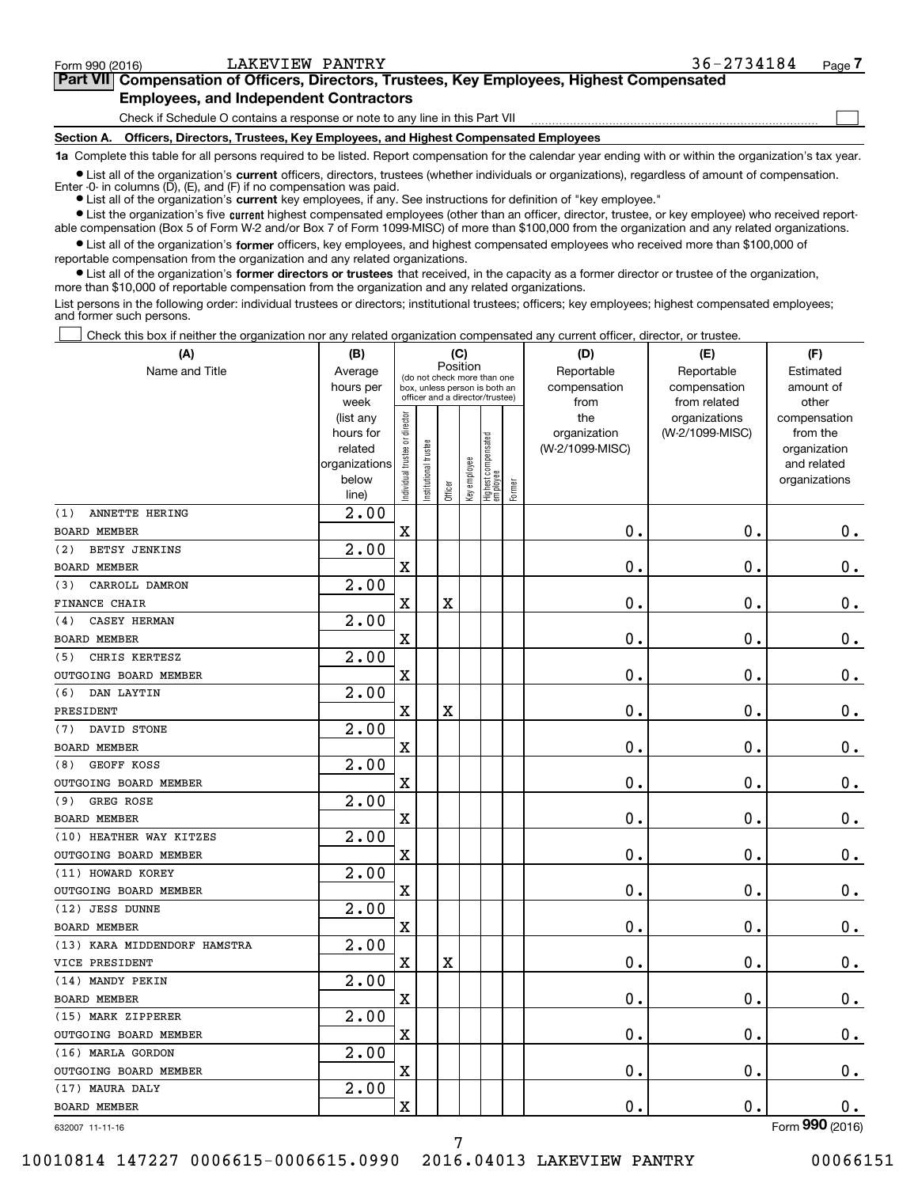Form 990 (2016) LAKEVIEW PANTRY 36-2734184

## Part VII Compensation of Officers, Directors, Trustees, Key Employees, Highest Compensated Employees, and Independent Contractors

Check if Schedule O contains a response or note to any line in this Part VII ☐

### Section A. Officers, Directors, Trustees, Key Employees, and Highest Compensated Employees

**1a** Complete this table for all persons required to be listed. Report compensation for the calendar year ending with or within the organization's tax year.

- List all of the organization's **current** officers, directors, trustees (whether individuals or organizations), regardless of amount of compensation. Enter -0- in columns (D), (E), and (F) if no compensation was paid.
- List all of the organization's **current** key employees, if any. See instructions for definition of "key employee."
- List the organization's five **current** highest compensated employees (other than an officer, director, trustee, or key employee) who received reportable compensation (Box 5 of Form W-2 and/or Box 7 of Form 1099-MISC) of more than $100,000 from the organization and any related organizations.
- List all of the organization's **former** officers, key employees, and highest compensated employees who received more than $100,000 of reportable compensation from the organization and any related organizations.
- List all of the organization's **former directors or trustees** that received, in the capacity as a former director or trustee of the organization, more than $10,000 of reportable compensation from the organization and any related organizations.

List persons in the following order: individual trustees or directors; institutional trustees; officers; key employees; highest compensated employees; and former such persons.

☐ Check this box if neither the organization nor any related organization compensated any current officer, director, or trustee.

| (A) Name and Title | (B) Average hours per week (list any hours for related organizations below line) | (C) Position: Individual trustee or director | Institutional trustee | Officer | Key employee | Highest compensated employee | Former | (D) Reportable compensation from the organization (W-2/1099-MISC) | (E) Reportable compensation from related organizations (W-2/1099-MISC) | (F) Estimated amount of other compensation from the organization and related organizations |
|---|---|---|---|---|---|---|---|---|---|---|
| (1) ANNETTE HERING<br>BOARD MEMBER | 2.00 | X | | | | | | 0. | 0. | 0. |
| (2) BETSY JENKINS<br>BOARD MEMBER | 2.00 | X | | | | | | 0. | 0. | 0. |
| (3) CARROLL DAMRON<br>FINANCE CHAIR | 2.00 | X | | X | | | | 0. | 0. | 0. |
| (4) CASEY HERMAN<br>BOARD MEMBER | 2.00 | X | | | | | | 0. | 0. | 0. |
| (5) CHRIS KERTESZ<br>OUTGOING BOARD MEMBER | 2.00 | X | | | | | | 0. | 0. | 0. |
| (6) DAN LAYTIN<br>PRESIDENT | 2.00 | X | | X | | | | 0. | 0. | 0. |
| (7) DAVID STONE<br>BOARD MEMBER | 2.00 | X | | | | | | 0. | 0. | 0. |
| (8) GEOFF KOSS<br>OUTGOING BOARD MEMBER | 2.00 | X | | | | | | 0. | 0. | 0. |
| (9) GREG ROSE<br>BOARD MEMBER | 2.00 | X | | | | | | 0. | 0. | 0. |
| (10) HEATHER WAY KITZES<br>OUTGOING BOARD MEMBER | 2.00 | X | | | | | | 0. | 0. | 0. |
| (11) HOWARD KOREY<br>OUTGOING BOARD MEMBER | 2.00 | X | | | | | | 0. | 0. | 0. |
| (12) JESS DUNNE<br>BOARD MEMBER | 2.00 | X | | | | | | 0. | 0. | 0. |
| (13) KARA MIDDENDORF HAMSTRA<br>VICE PRESIDENT | 2.00 | X | | X | | | | 0. | 0. | 0. |
| (14) MANDY PEKIN<br>BOARD MEMBER | 2.00 | X | | | | | | 0. | 0. | 0. |
| (15) MARK ZIPPERER<br>OUTGOING BOARD MEMBER | 2.00 | X | | | | | | 0. | 0. | 0. |
| (16) MARLA GORDON<br>OUTGOING BOARD MEMBER | 2.00 | X | | | | | | 0. | 0. | 0. |
| (17) MAURA DALY<br>BOARD MEMBER | 2.00 | X | | | | | | 0. | 0. | 0. |

632007 11-11-16 Form 990 (2016)

10010814 147227 0006615-0006615.0990 2016.04013 LAKEVIEW PANTRY 00066151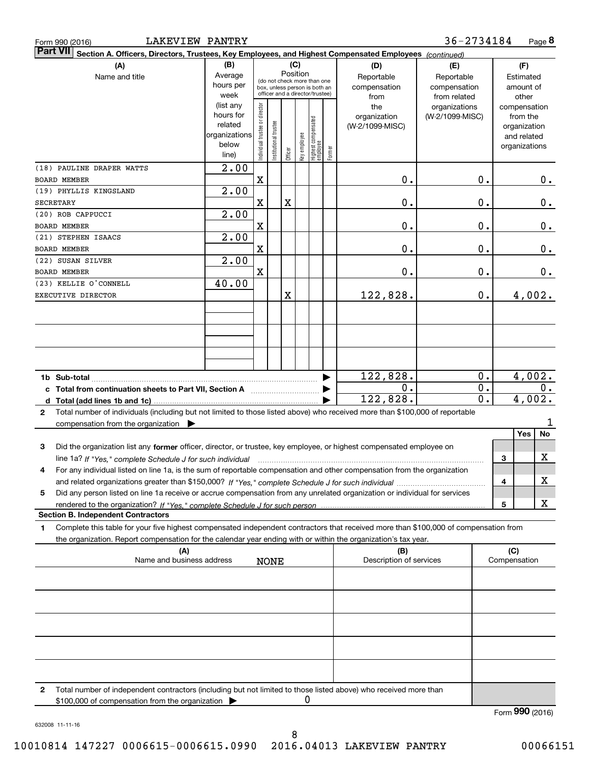Form 990 (2016) LAKEVIEW PANTRY 36-2734184

## Part VII Section A. Officers, Directors, Trustees, Key Employees, and Highest Compensated Employees *(continued)*

| (A) Name and title | (B) Average hours per week (list any hours for related organizations below line) | (C) Position: Individual trustee or director | Institutional trustee | Officer | Key employee | Highest compensated employee | Former | (D) Reportable compensation from the organization (W-2/1099-MISC) | (E) Reportable compensation from related organizations (W-2/1099-MISC) | (F) Estimated amount of other compensation from the organization and related organizations |
|---|---|---|---|---|---|---|---|---|---|---|
| (18) PAULINE DRAPER WATTS<br>BOARD MEMBER | 2.00 | X | | | | | | 0. | 0. | 0. |
| (19) PHYLLIS KINGSLAND<br>SECRETARY | 2.00 | X | | X | | | | 0. | 0. | 0. |
| (20) ROB CAPPUCCI<br>BOARD MEMBER | 2.00 | X | | | | | | 0. | 0. | 0. |
| (21) STEPHEN ISAACS<br>BOARD MEMBER | 2.00 | X | | | | | | 0. | 0. | 0. |
| (22) SUSAN SILVER<br>BOARD MEMBER | 2.00 | X | | | | | | 0. | 0. | 0. |
| (23) KELLIE O'CONNELL<br>EXECUTIVE DIRECTOR | 40.00 | | | X | | | | 122,828. | 0. | 4,002. |
| 1b Sub-total | | | | | | | | 122,828. | 0. | 4,002. |
| c Total from continuation sheets to Part VII, Section A | | | | | | | | 0. | 0. | 0. |
| d Total (add lines 1b and 1c) | | | | | | | | 122,828. | 0. | 4,002. |

**2** Total number of individuals (including but not limited to those listed above) who received more than $100,000 of reportable compensation from the organization ▶ 1

| | | Yes | No |
|---|---|---|---|
| **3** Did the organization list any **former** officer, director, or trustee, key employee, or highest compensated employee on line 1a? *If "Yes," complete Schedule J for such individual* | 3 | | X |
| **4** For any individual listed on line 1a, is the sum of reportable compensation and other compensation from the organization and related organizations greater than $150,000? *If "Yes," complete Schedule J for such individual* | 4 | | X |
| **5** Did any person listed on line 1a receive or accrue compensation from any unrelated organization or individual for services rendered to the organization? *If "Yes," complete Schedule J for such person* | 5 | | X |

### Section B. Independent Contractors

**1** Complete this table for your five highest compensated independent contractors that received more than $100,000 of compensation from the organization. Report compensation for the calendar year ending with or within the organization's tax year.

| (A) Name and business address | (B) Description of services | (C) Compensation |
|---|---|---|
| NONE | | |
| | | |
| | | |
| | | |
| | | |

**2** Total number of independent contractors (including but not limited to those listed above) who received more than $100,000 of compensation from the organization ▶ 0

Form **990** (2016)

632008 11-11-16

10010814 147227 0006615-0006615.0990 2016.04013 LAKEVIEW PANTRY 00066151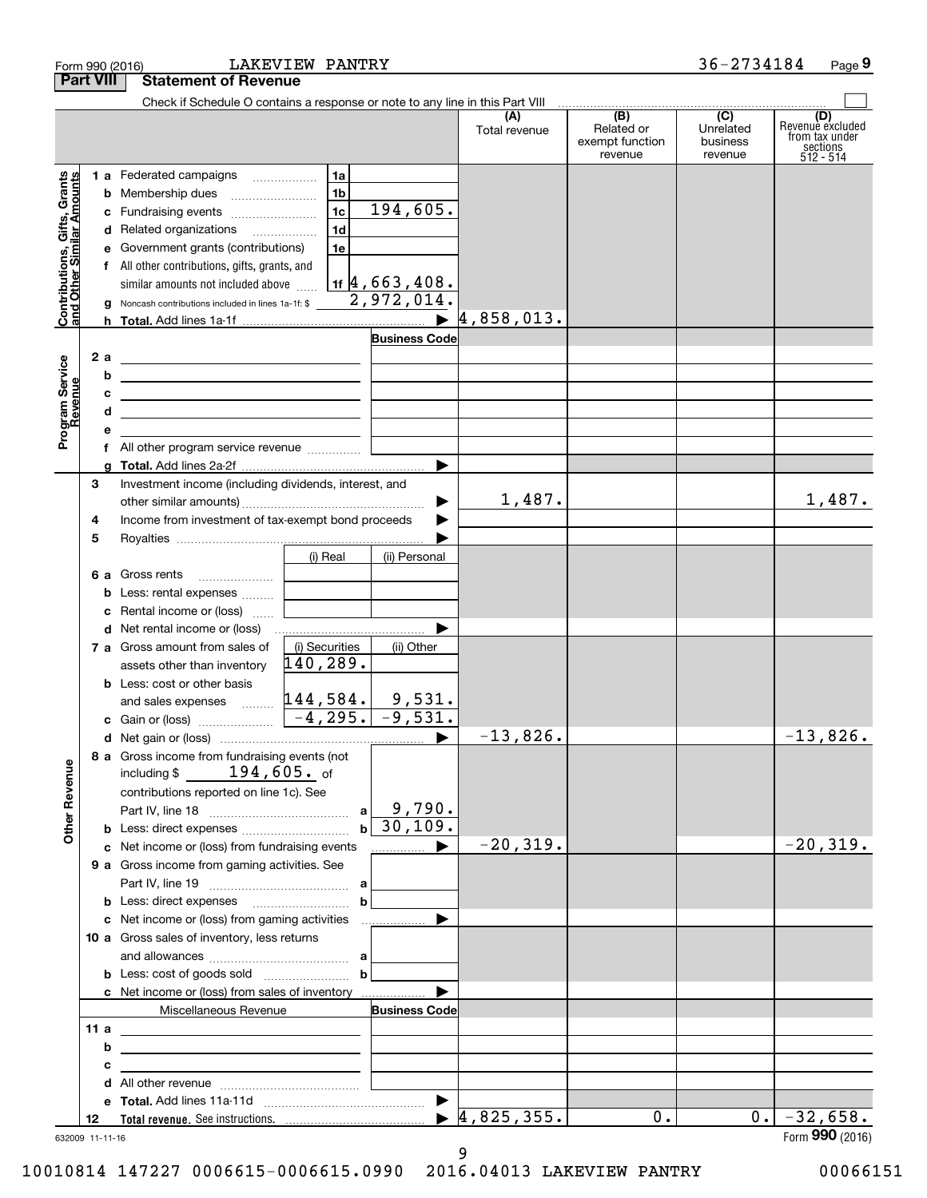Form 990 (2016) LAKEVIEW PANTRY 36-2734184

## Part VIII Statement of Revenue

Check if Schedule O contains a response or note to any line in this Part VIII

| | | | (A) Total revenue | (B) Related or exempt function revenue | (C) Unrelated business revenue | (D) Revenue excluded from tax under sections 512 - 514 |
|---|---|---|---|---|---|---|
| **Contributions, Gifts, Grants and Other Similar Amounts** | 1a Federated campaigns | 1a | | | | |
| | b Membership dues | 1b | | | | |
| | c Fundraising events | 1c 194,605. | | | | |
| | d Related organizations | 1d | | | | |
| | e Government grants (contributions) | 1e | | | | |
| | f All other contributions, gifts, grants, and similar amounts not included above | 1f 4,663,408. | | | | |
| | g Noncash contributions included in lines 1a-1f: $ 2,972,014. | | | | | |
| | h Total. Add lines 1a-1f | ▶ | 4,858,013. | | | |
| **Program Service Revenue** | | Business Code | | | | |
| | 2a | | | | | |
| | b | | | | | |
| | c | | | | | |
| | d | | | | | |
| | e | | | | | |
| | f All other program service revenue | | | | | |
| | g Total. Add lines 2a-2f | ▶ | | | | |
| | 3 Investment income (including dividends, interest, and other similar amounts) | ▶ | 1,487. | | | 1,487. |
| | 4 Income from investment of tax-exempt bond proceeds | ▶ | | | | |
| | 5 Royalties | ▶ | | | | |

| | (i) Real | (ii) Personal |
|---|---|---|
| 6a Gross rents | | |
| b Less: rental expenses | | |
| c Rental income or (loss) | | |

| | | | (A) | (B) | (C) | (D) |
|---|---|---|---|---|---|---|
| d Net rental income or (loss) | | ▶ | | | | |

| | (i) Securities | (ii) Other |
|---|---|---|
| 7a Gross amount from sales of assets other than inventory | 140,289. | |
| b Less: cost or other basis and sales expenses | 144,584. | 9,531. |
| c Gain or (loss) | -4,295. | -9,531. |

| | | | (A) | (B) | (C) | (D) |
|---|---|---|---|---|---|---|
| **Other Revenue** | d Net gain or (loss) | ▶ | -13,826. | | | -13,826. |
| | 8a Gross income from fundraising events (not including $ 194,605. of contributions reported on line 1c). See Part IV, line 18 | a 9,790. | | | | |
| | b Less: direct expenses | b 30,109. | | | | |
| | c Net income or (loss) from fundraising events | ▶ | -20,319. | | | -20,319. |
| | 9a Gross income from gaming activities. See Part IV, line 19 | a | | | | |
| | b Less: direct expenses | b | | | | |
| | c Net income or (loss) from gaming activities | ▶ | | | | |
| | 10a Gross sales of inventory, less returns and allowances | a | | | | |
| | b Less: cost of goods sold | b | | | | |
| | c Net income or (loss) from sales of inventory | ▶ | | | | |
| | Miscellaneous Revenue | Business Code | | | | |
| | 11a | | | | | |
| | b | | | | | |
| | c | | | | | |
| | d All other revenue | | | | | |
| | e Total. Add lines 11a-11d | ▶ | | | | |
| | 12 Total revenue. See instructions. | ▶ | 4,825,355. | 0. | 0. | -32,658. |

632009 11-11-16 Form 990 (2016)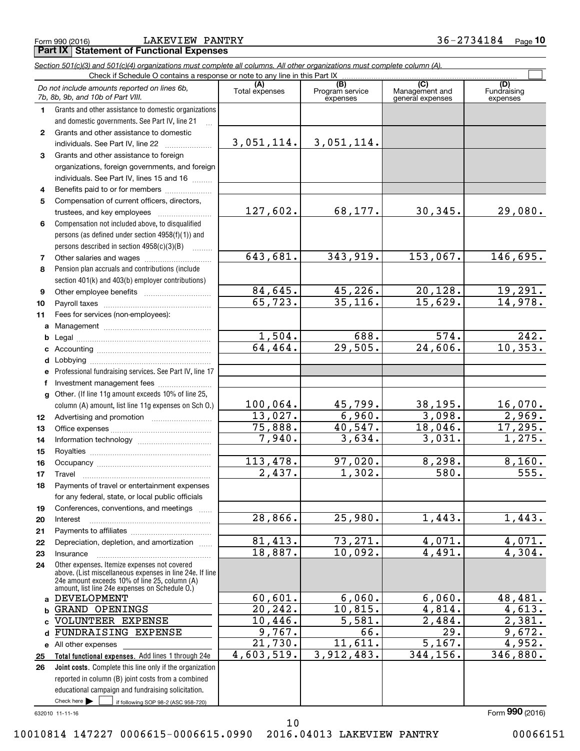Form 990 (2016) LAKEVIEW PANTRY 36-2734184 Page 10

## Part IX Statement of Functional Expenses

*Section 501(c)(3) and 501(c)(4) organizations must complete all columns. All other organizations must complete column (A).*

Check if Schedule O contains a response or note to any line in this Part IX

| *Do not include amounts reported on lines 6b, 7b, 8b, 9b, and 10b of Part VIII.* | (A) Total expenses | (B) Program service expenses | (C) Management and general expenses | (D) Fundraising expenses |
|---|---|---|---|---|
| 1 Grants and other assistance to domestic organizations and domestic governments. See Part IV, line 21 | | | | |
| 2 Grants and other assistance to domestic individuals. See Part IV, line 22 | 3,051,114. | 3,051,114. | | |
| 3 Grants and other assistance to foreign organizations, foreign governments, and foreign individuals. See Part IV, lines 15 and 16 | | | | |
| 4 Benefits paid to or for members | | | | |
| 5 Compensation of current officers, directors, trustees, and key employees | 127,602. | 68,177. | 30,345. | 29,080. |
| 6 Compensation not included above, to disqualified persons (as defined under section 4958(f)(1)) and persons described in section 4958(c)(3)(B) | | | | |
| 7 Other salaries and wages | 643,681. | 343,919. | 153,067. | 146,695. |
| 8 Pension plan accruals and contributions (include section 401(k) and 403(b) employer contributions) | | | | |
| 9 Other employee benefits | 84,645. | 45,226. | 20,128. | 19,291. |
| 10 Payroll taxes | 65,723. | 35,116. | 15,629. | 14,978. |
| 11 Fees for services (non-employees): | | | | |
| a Management | | | | |
| b Legal | 1,504. | 688. | 574. | 242. |
| c Accounting | 64,464. | 29,505. | 24,606. | 10,353. |
| d Lobbying | | | | |
| e Professional fundraising services. See Part IV, line 17 | | | | |
| f Investment management fees | | | | |
| g Other. (If line 11g amount exceeds 10% of line 25, column (A) amount, list line 11g expenses on Sch O.) | 100,064. | 45,799. | 38,195. | 16,070. |
| 12 Advertising and promotion | 13,027. | 6,960. | 3,098. | 2,969. |
| 13 Office expenses | 75,888. | 40,547. | 18,046. | 17,295. |
| 14 Information technology | 7,940. | 3,634. | 3,031. | 1,275. |
| 15 Royalties | | | | |
| 16 Occupancy | 113,478. | 97,020. | 8,298. | 8,160. |
| 17 Travel | 2,437. | 1,302. | 580. | 555. |
| 18 Payments of travel or entertainment expenses for any federal, state, or local public officials | | | | |
| 19 Conferences, conventions, and meetings | | | | |
| 20 Interest | 28,866. | 25,980. | 1,443. | 1,443. |
| 21 Payments to affiliates | | | | |
| 22 Depreciation, depletion, and amortization | 81,413. | 73,271. | 4,071. | 4,071. |
| 23 Insurance | 18,887. | 10,092. | 4,491. | 4,304. |
| 24 Other expenses. Itemize expenses not covered above. (List miscellaneous expenses in line 24e. If line 24e amount exceeds 10% of line 25, column (A) amount, list line 24e expenses on Schedule O.) | | | | |
| a DEVELOPMENT | 60,601. | 6,060. | 6,060. | 48,481. |
| b GRAND OPENINGS | 20,242. | 10,815. | 4,814. | 4,613. |
| c VOLUNTEER EXPENSE | 10,446. | 5,581. | 2,484. | 2,381. |
| d FUNDRAISING EXPENSE | 9,767. | 66. | 29. | 9,672. |
| e All other expenses | 21,730. | 11,611. | 5,167. | 4,952. |
| 25 **Total functional expenses.** Add lines 1 through 24e | 4,603,519. | 3,912,483. | 344,156. | 346,880. |
| 26 **Joint costs.** Complete this line only if the organization reported in column (B) joint costs from a combined educational campaign and fundraising solicitation. Check here ☐ if following SOP 98-2 (ASC 958-720) | | | | |

632010 11-11-16 Form **990** (2016)

10010814 147227 0006615-0006615.0990 2016.04013 LAKEVIEW PANTRY 00066151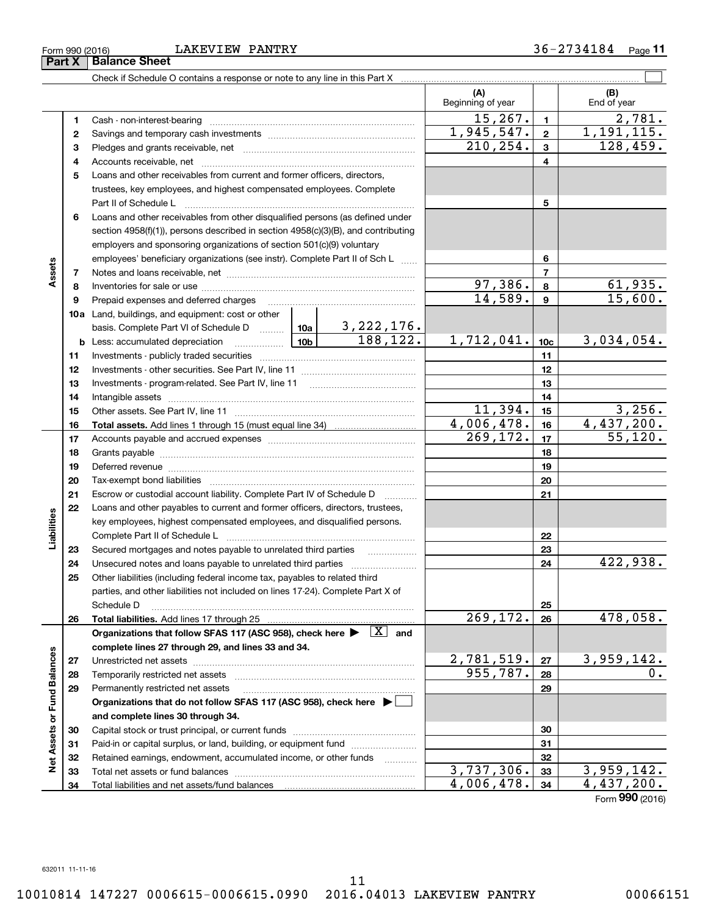Form 990 (2016) LAKEVIEW PANTRY 36-2734184 Page **11**

## Part X Balance Sheet

Check if Schedule O contains a response or note to any line in this Part X ☐

| | | | (A) Beginning of year | | (B) End of year |
|---|---|---|---|---|---|
| **Assets** | 1 | Cash - non-interest-bearing | 15,267. | 1 | 2,781. |
| | 2 | Savings and temporary cash investments | 1,945,547. | 2 | 1,191,115. |
| | 3 | Pledges and grants receivable, net | 210,254. | 3 | 128,459. |
| | 4 | Accounts receivable, net | | 4 | |
| | 5 | Loans and other receivables from current and former officers, directors, trustees, key employees, and highest compensated employees. Complete Part II of Schedule L | | 5 | |
| | 6 | Loans and other receivables from other disqualified persons (as defined under section 4958(f)(1)), persons described in section 4958(c)(3)(B), and contributing employers and sponsoring organizations of section 501(c)(9) voluntary employees' beneficiary organizations (see instr). Complete Part II of Sch L | | 6 | |
| | 7 | Notes and loans receivable, net | | 7 | |
| | 8 | Inventories for sale or use | 97,386. | 8 | 61,935. |
| | 9 | Prepaid expenses and deferred charges | 14,589. | 9 | 15,600. |
| | 10a | Land, buildings, and equipment: cost or other basis. Complete Part VI of Schedule D — 10a: 3,222,176. | | | |
| | b | Less: accumulated depreciation — 10b: 188,122. | 1,712,041. | 10c | 3,034,054. |
| | 11 | Investments - publicly traded securities | | 11 | |
| | 12 | Investments - other securities. See Part IV, line 11 | | 12 | |
| | 13 | Investments - program-related. See Part IV, line 11 | | 13 | |
| | 14 | Intangible assets | | 14 | |
| | 15 | Other assets. See Part IV, line 11 | 11,394. | 15 | 3,256. |
| | 16 | **Total assets.** Add lines 1 through 15 (must equal line 34) | 4,006,478. | 16 | 4,437,200. |
| **Liabilities** | 17 | Accounts payable and accrued expenses | 269,172. | 17 | 55,120. |
| | 18 | Grants payable | | 18 | |
| | 19 | Deferred revenue | | 19 | |
| | 20 | Tax-exempt bond liabilities | | 20 | |
| | 21 | Escrow or custodial account liability. Complete Part IV of Schedule D | | 21 | |
| | 22 | Loans and other payables to current and former officers, directors, trustees, key employees, highest compensated employees, and disqualified persons. Complete Part II of Schedule L | | 22 | |
| | 23 | Secured mortgages and notes payable to unrelated third parties | | 23 | |
| | 24 | Unsecured notes and loans payable to unrelated third parties | | 24 | 422,938. |
| | 25 | Other liabilities (including federal income tax, payables to related third parties, and other liabilities not included on lines 17-24). Complete Part X of Schedule D | | 25 | |
| | 26 | **Total liabilities.** Add lines 17 through 25 | 269,172. | 26 | 478,058. |
| **Net Assets or Fund Balances** | | **Organizations that follow SFAS 117 (ASC 958), check here ▶ [X] and complete lines 27 through 29, and lines 33 and 34.** | | | |
| | 27 | Unrestricted net assets | 2,781,519. | 27 | 3,959,142. |
| | 28 | Temporarily restricted net assets | 955,787. | 28 | 0. |
| | 29 | Permanently restricted net assets | | 29 | |
| | | **Organizations that do not follow SFAS 117 (ASC 958), check here ▶ [ ] and complete lines 30 through 34.** | | | |
| | 30 | Capital stock or trust principal, or current funds | | 30 | |
| | 31 | Paid-in or capital surplus, or land, building, or equipment fund | | 31 | |
| | 32 | Retained earnings, endowment, accumulated income, or other funds | | 32 | |
| | 33 | Total net assets or fund balances | 3,737,306. | 33 | 3,959,142. |
| | 34 | Total liabilities and net assets/fund balances | 4,006,478. | 34 | 4,437,200. |

Form **990** (2016)

632011 11-11-16

10010814 147227 0006615-0006615.0990 2016.04013 LAKEVIEW PANTRY 00066151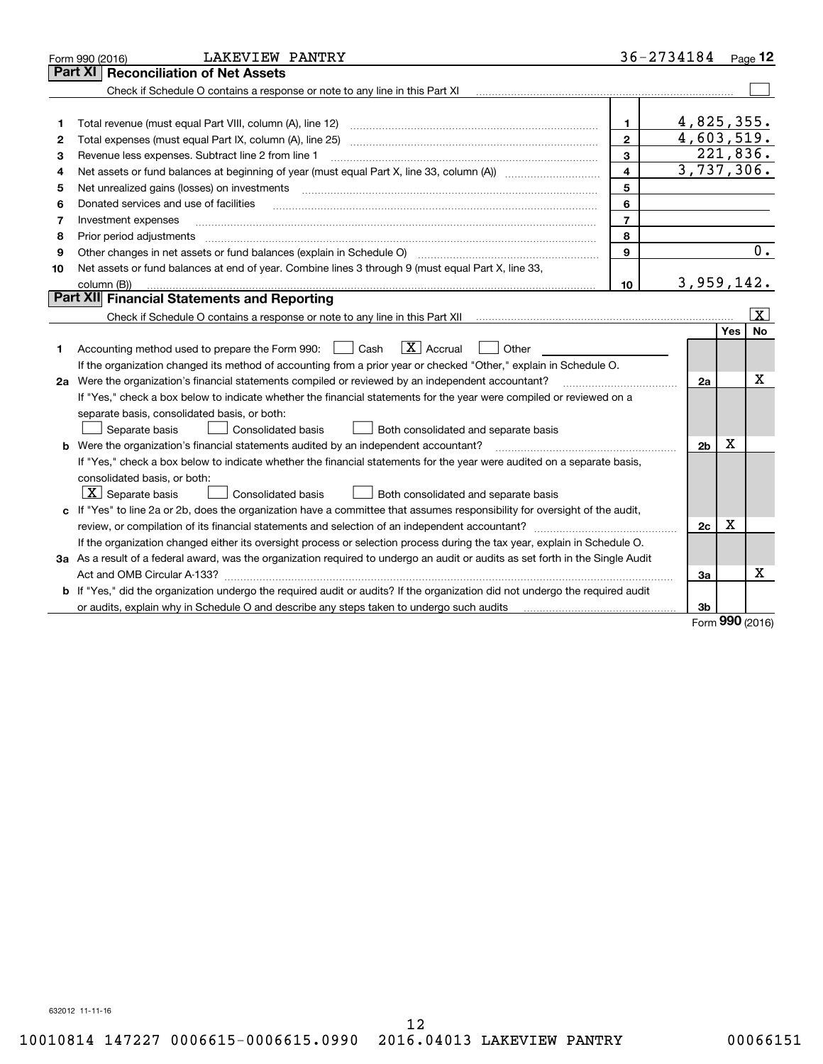Form 990 (2016) LAKEVIEW PANTRY 36-2734184 Page 12

## Part XI Reconciliation of Net Assets

Check if Schedule O contains a response or note to any line in this Part XI ☐

| | | | |
|---|---|---|---|
| 1 | Total revenue (must equal Part VIII, column (A), line 12) | 1 | 4,825,355. |
| 2 | Total expenses (must equal Part IX, column (A), line 25) | 2 | 4,603,519. |
| 3 | Revenue less expenses. Subtract line 2 from line 1 | 3 | 221,836. |
| 4 | Net assets or fund balances at beginning of year (must equal Part X, line 33, column (A)) | 4 | 3,737,306. |
| 5 | Net unrealized gains (losses) on investments | 5 | |
| 6 | Donated services and use of facilities | 6 | |
| 7 | Investment expenses | 7 | |
| 8 | Prior period adjustments | 8 | |
| 9 | Other changes in net assets or fund balances (explain in Schedule O) | 9 | 0. |
| 10 | Net assets or fund balances at end of year. Combine lines 3 through 9 (must equal Part X, line 33, column (B)) | 10 | 3,959,142. |

## Part XII Financial Statements and Reporting

Check if Schedule O contains a response or note to any line in this Part XII ☒

| | | | Yes | No |
|---|---|---|---|---|
| 1 | Accounting method used to prepare the Form 990: ☐ Cash ☒ Accrual ☐ Other | | | |
| | If the organization changed its method of accounting from a prior year or checked "Other," explain in Schedule O. | | | |
| 2a | Were the organization's financial statements compiled or reviewed by an independent accountant? | 2a | | X |
| | If "Yes," check a box below to indicate whether the financial statements for the year were compiled or reviewed on a separate basis, consolidated basis, or both: ☐ Separate basis ☐ Consolidated basis ☐ Both consolidated and separate basis | | | |
| b | Were the organization's financial statements audited by an independent accountant? | 2b | X | |
| | If "Yes," check a box below to indicate whether the financial statements for the year were audited on a separate basis, consolidated basis, or both: ☒ Separate basis ☐ Consolidated basis ☐ Both consolidated and separate basis | | | |
| c | If "Yes" to line 2a or 2b, does the organization have a committee that assumes responsibility for oversight of the audit, review, or compilation of its financial statements and selection of an independent accountant? | 2c | X | |
| | If the organization changed either its oversight process or selection process during the tax year, explain in Schedule O. | | | |
| 3a | As a result of a federal award, was the organization required to undergo an audit or audits as set forth in the Single Audit Act and OMB Circular A-133? | 3a | | X |
| b | If "Yes," did the organization undergo the required audit or audits? If the organization did not undergo the required audit or audits, explain why in Schedule O and describe any steps taken to undergo such audits | 3b | | |

Form 990 (2016)

632012 11-11-16

10010814 147227 0006615-0006615.0990 2016.04013 LAKEVIEW PANTRY 00066151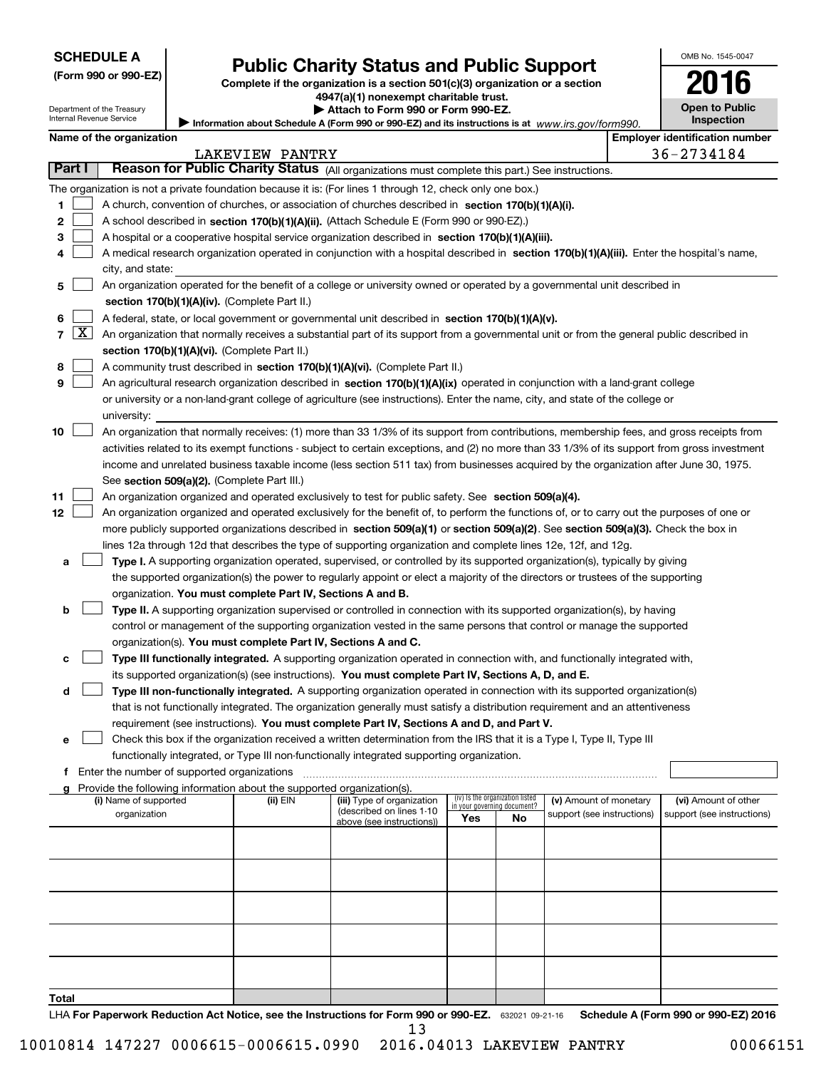**SCHEDULE A**
**(Form 990 or 990-EZ)**

Department of the Treasury
Internal Revenue Service

# Public Charity Status and Public Support

**Complete if the organization is a section 501(c)(3) organization or a section 4947(a)(1) nonexempt charitable trust.**
**▶ Attach to Form 990 or Form 990-EZ.**
**▶ Information about Schedule A (Form 990 or 990-EZ) and its instructions is at** *www.irs.gov/form990.*

OMB No. 1545-0047
**2016**
**Open to Public Inspection**

**Name of the organization:** LAKEVIEW PANTRY
**Employer identification number:** 36-2734184

## Part I — Reason for Public Charity Status (All organizations must complete this part.) See instructions.

The organization is not a private foundation because it is: (For lines 1 through 12, check only one box.)

1. [ ] A church, convention of churches, or association of churches described in **section 170(b)(1)(A)(i).**
2. [ ] A school described in **section 170(b)(1)(A)(ii).** (Attach Schedule E (Form 990 or 990-EZ).)
3. [ ] A hospital or a cooperative hospital service organization described in **section 170(b)(1)(A)(iii).**
4. [ ] A medical research organization operated in conjunction with a hospital described in **section 170(b)(1)(A)(iii).** Enter the hospital's name, city, and state:
5. [ ] An organization operated for the benefit of a college or university owned or operated by a governmental unit described in **section 170(b)(1)(A)(iv).** (Complete Part II.)
6. [ ] A federal, state, or local government or governmental unit described in **section 170(b)(1)(A)(v).**
7. [X] An organization that normally receives a substantial part of its support from a governmental unit or from the general public described in **section 170(b)(1)(A)(vi).** (Complete Part II.)
8. [ ] A community trust described in **section 170(b)(1)(A)(vi).** (Complete Part II.)
9. [ ] An agricultural research organization described in **section 170(b)(1)(A)(ix)** operated in conjunction with a land-grant college or university or a non-land-grant college of agriculture (see instructions). Enter the name, city, and state of the college or university:
10. [ ] An organization that normally receives: (1) more than 33 1/3% of its support from contributions, membership fees, and gross receipts from activities related to its exempt functions - subject to certain exceptions, and (2) no more than 33 1/3% of its support from gross investment income and unrelated business taxable income (less section 511 tax) from businesses acquired by the organization after June 30, 1975. See **section 509(a)(2).** (Complete Part III.)
11. [ ] An organization organized and operated exclusively to test for public safety. See **section 509(a)(4).**
12. [ ] An organization organized and operated exclusively for the benefit of, to perform the functions of, or to carry out the purposes of one or more publicly supported organizations described in **section 509(a)(1)** or **section 509(a)(2).** See **section 509(a)(3).** Check the box in lines 12a through 12d that describes the type of supporting organization and complete lines 12e, 12f, and 12g.
   - **a** [ ] **Type I.** A supporting organization operated, supervised, or controlled by its supported organization(s), typically by giving the supported organization(s) the power to regularly appoint or elect a majority of the directors or trustees of the supporting organization. **You must complete Part IV, Sections A and B.**
   - **b** [ ] **Type II.** A supporting organization supervised or controlled in connection with its supported organization(s), by having control or management of the supporting organization vested in the same persons that control or manage the supported organization(s). **You must complete Part IV, Sections A and C.**
   - **c** [ ] **Type III functionally integrated.** A supporting organization operated in connection with, and functionally integrated with, its supported organization(s) (see instructions). **You must complete Part IV, Sections A, D, and E.**
   - **d** [ ] **Type III non-functionally integrated.** A supporting organization operated in connection with its supported organization(s) that is not functionally integrated. The organization generally must satisfy a distribution requirement and an attentiveness requirement (see instructions). **You must complete Part IV, Sections A and D, and Part V.**
   - **e** [ ] Check this box if the organization received a written determination from the IRS that it is a Type I, Type II, Type III functionally integrated, or Type III non-functionally integrated supporting organization.
   - **f** Enter the number of supported organizations
   - **g** Provide the following information about the supported organization(s).

| (i) Name of supported organization | (ii) EIN | (iii) Type of organization (described on lines 1-10 above (see instructions)) | (iv) Is the organization listed in your governing document? Yes | No | (v) Amount of monetary support (see instructions) | (vi) Amount of other support (see instructions) |
|---|---|---|---|---|---|---|
| | | | | | | |
| | | | | | | |
| | | | | | | |
| | | | | | | |
| | | | | | | |
| **Total** | | | | | | |

LHA **For Paperwork Reduction Act Notice, see the Instructions for Form 990 or 990-EZ.** 632021 09-21-16 **Schedule A (Form 990 or 990-EZ) 2016**

10010814 147227 0006615-0006615.0990 2016.04013 LAKEVIEW PANTRY 00066151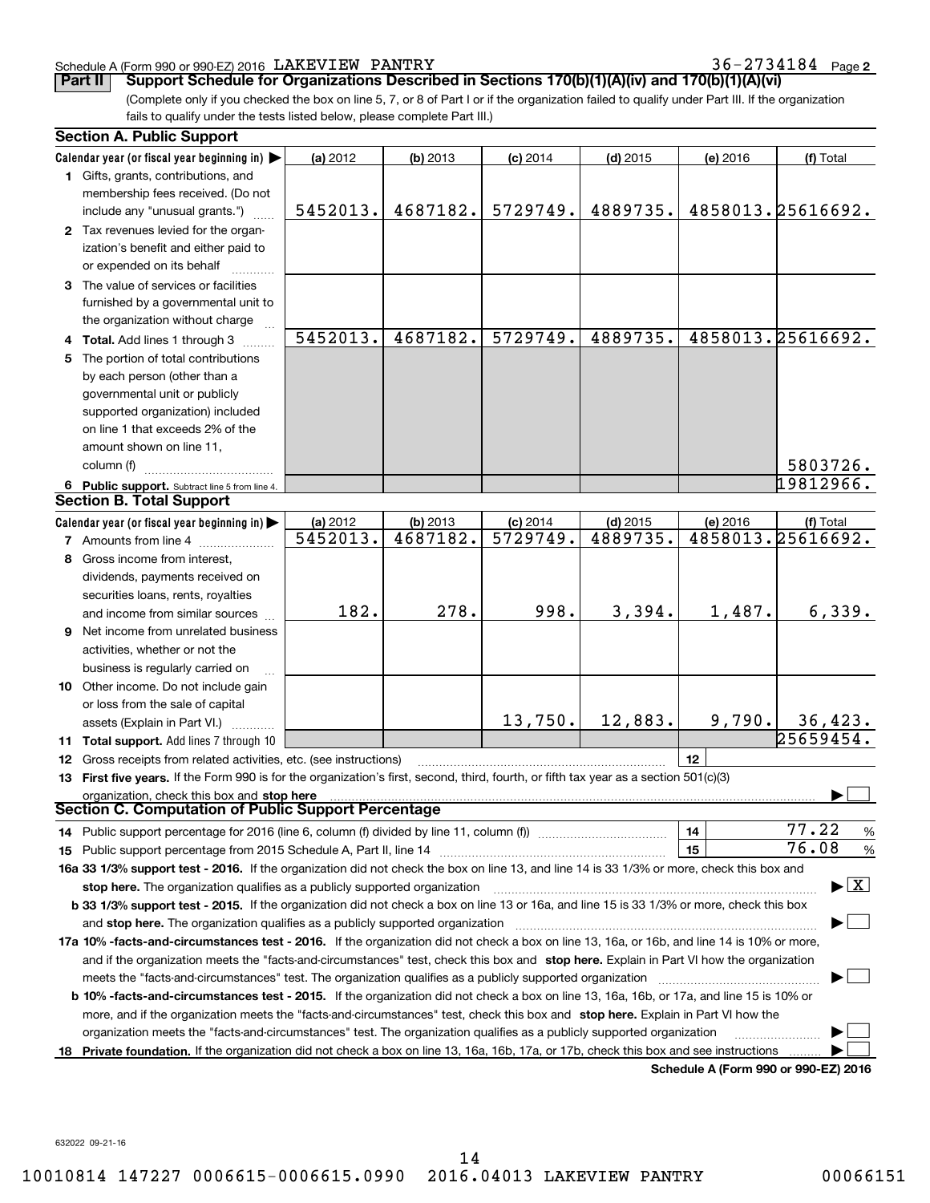Schedule A (Form 990 or 990-EZ) 2016 LAKEVIEW PANTRY 36-2734184 Page 2

**Part II Support Schedule for Organizations Described in Sections 170(b)(1)(A)(iv) and 170(b)(1)(A)(vi)**

(Complete only if you checked the box on line 5, 7, or 8 of Part I or if the organization failed to qualify under Part III. If the organization fails to qualify under the tests listed below, please complete Part III.)

## Section A. Public Support

| Calendar year (or fiscal year beginning in) ▶ | (a) 2012 | (b) 2013 | (c) 2014 | (d) 2015 | (e) 2016 | (f) Total |
|---|---|---|---|---|---|---|
| **1** Gifts, grants, contributions, and membership fees received. (Do not include any "unusual grants.") | 5452013. | 4687182. | 5729749. | 4889735. | 4858013. | 25616692. |
| **2** Tax revenues levied for the organization's benefit and either paid to or expended on its behalf | | | | | | |
| **3** The value of services or facilities furnished by a governmental unit to the organization without charge | | | | | | |
| **4 Total.** Add lines 1 through 3 | 5452013. | 4687182. | 5729749. | 4889735. | 4858013. | 25616692. |
| **5** The portion of total contributions by each person (other than a governmental unit or publicly supported organization) included on line 1 that exceeds 2% of the amount shown on line 11, column (f) | | | | | | 5803726. |
| **6 Public support.** Subtract line 5 from line 4. | | | | | | 19812966. |

## Section B. Total Support

| Calendar year (or fiscal year beginning in) ▶ | (a) 2012 | (b) 2013 | (c) 2014 | (d) 2015 | (e) 2016 | (f) Total |
|---|---|---|---|---|---|---|
| **7** Amounts from line 4 | 5452013. | 4687182. | 5729749. | 4889735. | 4858013. | 25616692. |
| **8** Gross income from interest, dividends, payments received on securities loans, rents, royalties and income from similar sources | 182. | 278. | 998. | 3,394. | 1,487. | 6,339. |
| **9** Net income from unrelated business activities, whether or not the business is regularly carried on | | | | | | |
| **10** Other income. Do not include gain or loss from the sale of capital assets (Explain in Part VI.) | | | 13,750. | 12,883. | 9,790. | 36,423. |
| **11 Total support.** Add lines 7 through 10 | | | | | | 25659454. |

**12** Gross receipts from related activities, etc. (see instructions) | 12 |

**13 First five years.** If the Form 990 is for the organization's first, second, third, fourth, or fifth tax year as a section 501(c)(3) organization, check this box and **stop here** ▶ ☐

## Section C. Computation of Public Support Percentage

**14** Public support percentage for 2016 (line 6, column (f) divided by line 11, column (f)) | 14 | 77.22 %

**15** Public support percentage from 2015 Schedule A, Part II, line 14 | 15 | 76.08 %

**16a 33 1/3% support test - 2016.** If the organization did not check the box on line 13, and line 14 is 33 1/3% or more, check this box and **stop here.** The organization qualifies as a publicly supported organization ▶ ☒

**b 33 1/3% support test - 2015.** If the organization did not check a box on line 13 or 16a, and line 15 is 33 1/3% or more, check this box and **stop here.** The organization qualifies as a publicly supported organization ▶ ☐

**17a 10% -facts-and-circumstances test - 2016.** If the organization did not check a box on line 13, 16a, or 16b, and line 14 is 10% or more, and if the organization meets the "facts-and-circumstances" test, check this box and **stop here.** Explain in Part VI how the organization meets the "facts-and-circumstances" test. The organization qualifies as a publicly supported organization ▶ ☐

**b 10% -facts-and-circumstances test - 2015.** If the organization did not check a box on line 13, 16a, 16b, or 17a, and line 15 is 10% or more, and if the organization meets the "facts-and-circumstances" test, check this box and **stop here.** Explain in Part VI how the organization meets the "facts-and-circumstances" test. The organization qualifies as a publicly supported organization ▶ ☐

**18 Private foundation.** If the organization did not check a box on line 13, 16a, 16b, 17a, or 17b, check this box and see instructions ▶ ☐

**Schedule A (Form 990 or 990-EZ) 2016**

632022 09-21-16

10010814 147227 0006615-0006615.0990 2016.04013 LAKEVIEW PANTRY 00066151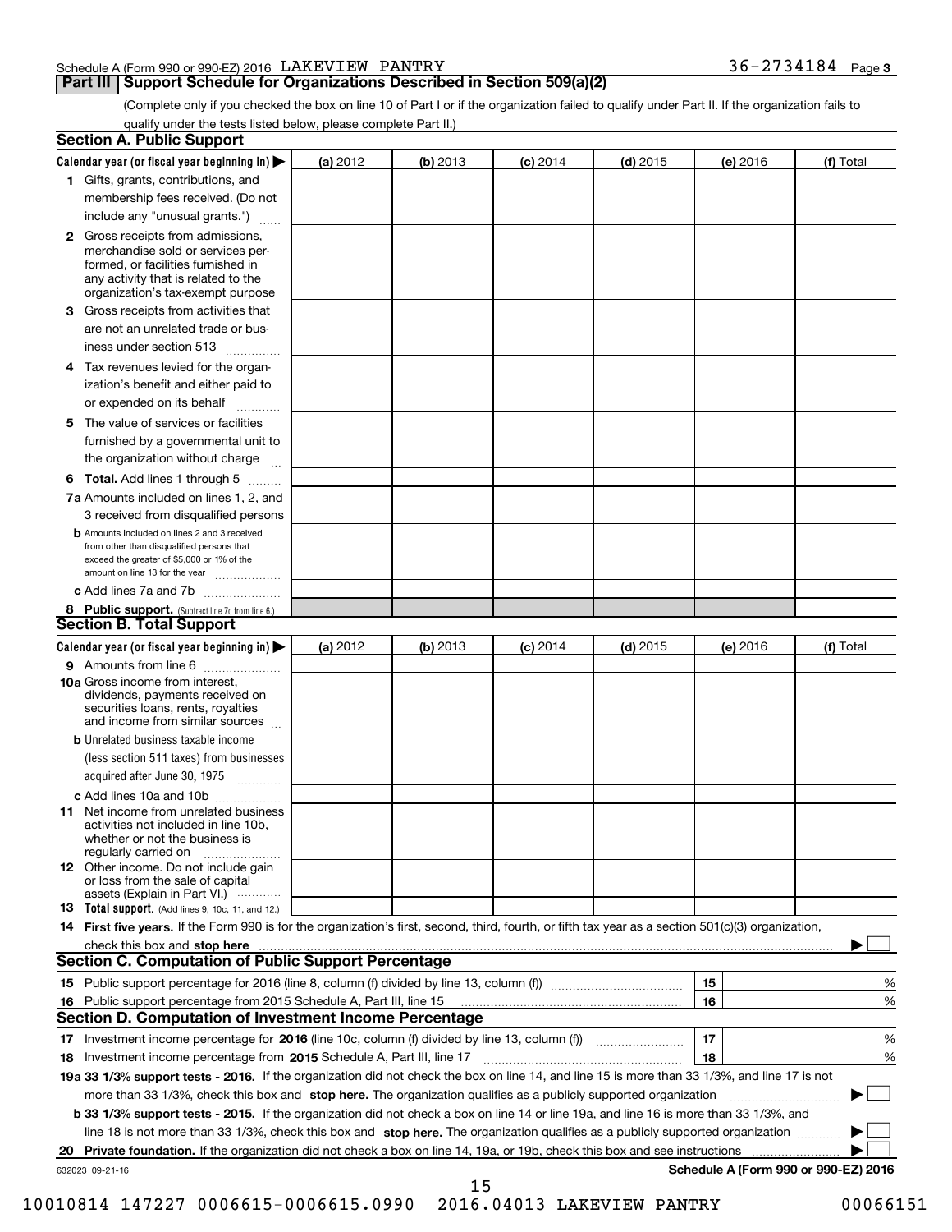Schedule A (Form 990 or 990-EZ) 2016 LAKEVIEW PANTRY 36-2734184 Page 3

## Part III Support Schedule for Organizations Described in Section 509(a)(2)

(Complete only if you checked the box on line 10 of Part I or if the organization failed to qualify under Part II. If the organization fails to qualify under the tests listed below, please complete Part II.)

### Section A. Public Support

| Calendar year (or fiscal year beginning in) ▶ | (a) 2012 | (b) 2013 | (c) 2014 | (d) 2015 | (e) 2016 | (f) Total |
|---|---|---|---|---|---|---|
| 1 Gifts, grants, contributions, and membership fees received. (Do not include any "unusual grants.") | | | | | | |
| 2 Gross receipts from admissions, merchandise sold or services performed, or facilities furnished in any activity that is related to the organization's tax-exempt purpose | | | | | | |
| 3 Gross receipts from activities that are not an unrelated trade or business under section 513 | | | | | | |
| 4 Tax revenues levied for the organization's benefit and either paid to or expended on its behalf | | | | | | |
| 5 The value of services or facilities furnished by a governmental unit to the organization without charge | | | | | | |
| 6 **Total.** Add lines 1 through 5 | | | | | | |
| 7a Amounts included on lines 1, 2, and 3 received from disqualified persons | | | | | | |
| b Amounts included on lines 2 and 3 received from other than disqualified persons that exceed the greater of \$5,000 or 1% of the amount on line 13 for the year | | | | | | |
| c Add lines 7a and 7b | | | | | | |
| 8 **Public support.** (Subtract line 7c from line 6.) | | | | | | |

### Section B. Total Support

| Calendar year (or fiscal year beginning in) ▶ | (a) 2012 | (b) 2013 | (c) 2014 | (d) 2015 | (e) 2016 | (f) Total |
|---|---|---|---|---|---|---|
| 9 Amounts from line 6 | | | | | | |
| 10a Gross income from interest, dividends, payments received on securities loans, rents, royalties and income from similar sources | | | | | | |
| b Unrelated business taxable income (less section 511 taxes) from businesses acquired after June 30, 1975 | | | | | | |
| c Add lines 10a and 10b | | | | | | |
| 11 Net income from unrelated business activities not included in line 10b, whether or not the business is regularly carried on | | | | | | |
| 12 Other income. Do not include gain or loss from the sale of capital assets (Explain in Part VI.) | | | | | | |
| 13 **Total support.** (Add lines 9, 10c, 11, and 12.) | | | | | | |

14 **First five years.** If the Form 990 is for the organization's first, second, third, fourth, or fifth tax year as a section 501(c)(3) organization, check this box and **stop here** ▶ ☐

### Section C. Computation of Public Support Percentage

| | | | |
|---|---|---|---|
| 15 | Public support percentage for 2016 (line 8, column (f) divided by line 13, column (f)) | 15 | % |
| 16 | Public support percentage from 2015 Schedule A, Part III, line 15 | 16 | % |

### Section D. Computation of Investment Income Percentage

| | | | |
|---|---|---|---|
| 17 | Investment income percentage for **2016** (line 10c, column (f) divided by line 13, column (f)) | 17 | % |
| 18 | Investment income percentage from **2015** Schedule A, Part III, line 17 | 18 | % |

**19a 33 1/3% support tests - 2016.** If the organization did not check the box on line 14, and line 15 is more than 33 1/3%, and line 17 is not more than 33 1/3%, check this box and **stop here.** The organization qualifies as a publicly supported organization ▶ ☐

**b 33 1/3% support tests - 2015.** If the organization did not check a box on line 14 or line 19a, and line 16 is more than 33 1/3%, and line 18 is not more than 33 1/3%, check this box and **stop here.** The organization qualifies as a publicly supported organization ▶ ☐

**20 Private foundation.** If the organization did not check a box on line 14, 19a, or 19b, check this box and see instructions ▶ ☐

632023 09-21-16 **Schedule A (Form 990 or 990-EZ) 2016**

10010814 147227 0006615-0006615.0990 2016.04013 LAKEVIEW PANTRY 00066151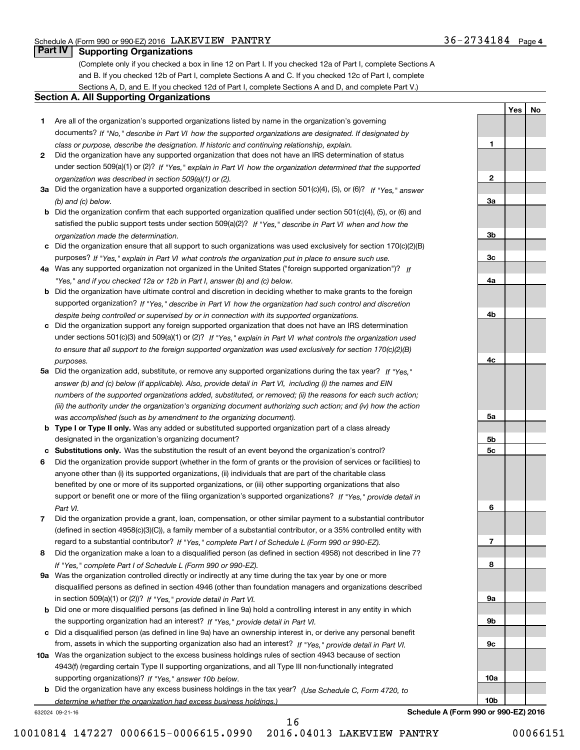Schedule A (Form 990 or 990-EZ) 2016 LAKEVIEW PANTRY 36-2734184 Page 4

## Part IV Supporting Organizations

(Complete only if you checked a box in line 12 on Part I. If you checked 12a of Part I, complete Sections A and B. If you checked 12b of Part I, complete Sections A and C. If you checked 12c of Part I, complete Sections A, D, and E. If you checked 12d of Part I, complete Sections A and D, and complete Part V.)

### Section A. All Supporting Organizations

| | | Line | Yes | No |
|---|---|---|---|---|
| **1** | Are all of the organization's supported organizations listed by name in the organization's governing documents? *If "No," describe in Part VI how the supported organizations are designated. If designated by class or purpose, describe the designation. If historic and continuing relationship, explain.* | 1 | | |
| **2** | Did the organization have any supported organization that does not have an IRS determination of status under section 509(a)(1) or (2)? *If "Yes," explain in Part VI how the organization determined that the supported organization was described in section 509(a)(1) or (2).* | 2 | | |
| **3a** | Did the organization have a supported organization described in section 501(c)(4), (5), or (6)? *If "Yes," answer (b) and (c) below.* | 3a | | |
| **b** | Did the organization confirm that each supported organization qualified under section 501(c)(4), (5), or (6) and satisfied the public support tests under section 509(a)(2)? *If "Yes," describe in Part VI when and how the organization made the determination.* | 3b | | |
| **c** | Did the organization ensure that all support to such organizations was used exclusively for section 170(c)(2)(B) purposes? *If "Yes," explain in Part VI what controls the organization put in place to ensure such use.* | 3c | | |
| **4a** | Was any supported organization not organized in the United States ("foreign supported organization")? *If "Yes," and if you checked 12a or 12b in Part I, answer (b) and (c) below.* | 4a | | |
| **b** | Did the organization have ultimate control and discretion in deciding whether to make grants to the foreign supported organization? *If "Yes," describe in Part VI how the organization had such control and discretion despite being controlled or supervised by or in connection with its supported organizations.* | 4b | | |
| **c** | Did the organization support any foreign supported organization that does not have an IRS determination under sections 501(c)(3) and 509(a)(1) or (2)? *If "Yes," explain in Part VI what controls the organization used to ensure that all support to the foreign supported organization was used exclusively for section 170(c)(2)(B) purposes.* | 4c | | |
| **5a** | Did the organization add, substitute, or remove any supported organizations during the tax year? *If "Yes," answer (b) and (c) below (if applicable). Also, provide detail in Part VI, including (i) the names and EIN numbers of the supported organizations added, substituted, or removed; (ii) the reasons for each such action; (iii) the authority under the organization's organizing document authorizing such action; and (iv) how the action was accomplished (such as by amendment to the organizing document).* | 5a | | |
| **b** | **Type I or Type II only.** Was any added or substituted supported organization part of a class already designated in the organization's organizing document? | 5b | | |
| **c** | **Substitutions only.** Was the substitution the result of an event beyond the organization's control? | 5c | | |
| **6** | Did the organization provide support (whether in the form of grants or the provision of services or facilities) to anyone other than (i) its supported organizations, (ii) individuals that are part of the charitable class benefited by one or more of its supported organizations, or (iii) other supporting organizations that also support or benefit one or more of the filing organization's supported organizations? *If "Yes," provide detail in Part VI.* | 6 | | |
| **7** | Did the organization provide a grant, loan, compensation, or other similar payment to a substantial contributor (defined in section 4958(c)(3)(C)), a family member of a substantial contributor, or a 35% controlled entity with regard to a substantial contributor? *If "Yes," complete Part I of Schedule L (Form 990 or 990-EZ).* | 7 | | |
| **8** | Did the organization make a loan to a disqualified person (as defined in section 4958) not described in line 7? *If "Yes," complete Part I of Schedule L (Form 990 or 990-EZ).* | 8 | | |
| **9a** | Was the organization controlled directly or indirectly at any time during the tax year by one or more disqualified persons as defined in section 4946 (other than foundation managers and organizations described in section 509(a)(1) or (2))? *If "Yes," provide detail in Part VI.* | 9a | | |
| **b** | Did one or more disqualified persons (as defined in line 9a) hold a controlling interest in any entity in which the supporting organization had an interest? *If "Yes," provide detail in Part VI.* | 9b | | |
| **c** | Did a disqualified person (as defined in line 9a) have an ownership interest in, or derive any personal benefit from, assets in which the supporting organization also had an interest? *If "Yes," provide detail in Part VI.* | 9c | | |
| **10a** | Was the organization subject to the excess business holdings rules of section 4943 because of section 4943(f) (regarding certain Type II supporting organizations, and all Type III non-functionally integrated supporting organizations)? *If "Yes," answer 10b below.* | 10a | | |
| **b** | Did the organization have any excess business holdings in the tax year? *(Use Schedule C, Form 4720, to determine whether the organization had excess business holdings.)* | 10b | | |

632024 09-21-16 **Schedule A (Form 990 or 990-EZ) 2016**

10010814 147227 0006615-0006615.0990 2016.04013 LAKEVIEW PANTRY 00066151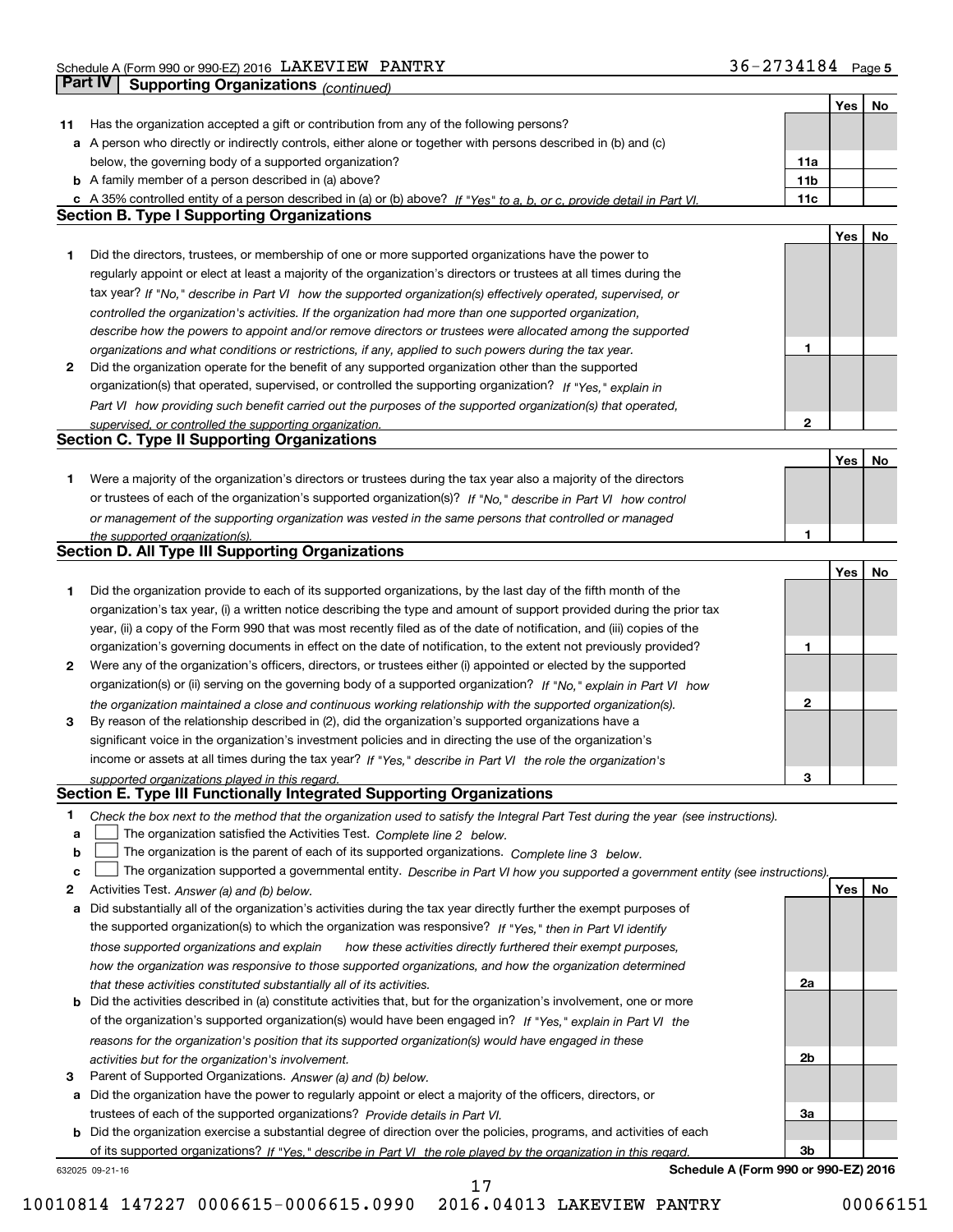Schedule A (Form 990 or 990-EZ) 2016 LAKEVIEW PANTRY 36-2734184 Page 5

## Part IV Supporting Organizations *(continued)*

| | | | Yes | No |
|---|---|---|---|---|
| **11** | Has the organization accepted a gift or contribution from any of the following persons? | | | |
| **a** | A person who directly or indirectly controls, either alone or together with persons described in (b) and (c) below, the governing body of a supported organization? | **11a** | | |
| **b** | A family member of a person described in (a) above? | **11b** | | |
| **c** | A 35% controlled entity of a person described in (a) or (b) above? *If "Yes" to a, b, or c, provide detail in Part VI.* | **11c** | | |

### Section B. Type I Supporting Organizations

| | | | Yes | No |
|---|---|---|---|---|
| **1** | Did the directors, trustees, or membership of one or more supported organizations have the power to regularly appoint or elect at least a majority of the organization's directors or trustees at all times during the tax year? *If "No," describe in Part VI how the supported organization(s) effectively operated, supervised, or controlled the organization's activities. If the organization had more than one supported organization, describe how the powers to appoint and/or remove directors or trustees were allocated among the supported organizations and what conditions or restrictions, if any, applied to such powers during the tax year.* | **1** | | |
| **2** | Did the organization operate for the benefit of any supported organization other than the supported organization(s) that operated, supervised, or controlled the supporting organization? *If "Yes," explain in Part VI how providing such benefit carried out the purposes of the supported organization(s) that operated, supervised, or controlled the supporting organization.* | **2** | | |

### Section C. Type II Supporting Organizations

| | | | Yes | No |
|---|---|---|---|---|
| **1** | Were a majority of the organization's directors or trustees during the tax year also a majority of the directors or trustees of each of the organization's supported organization(s)? *If "No," describe in Part VI how control or management of the supporting organization was vested in the same persons that controlled or managed the supported organization(s).* | **1** | | |

### Section D. All Type III Supporting Organizations

| | | | Yes | No |
|---|---|---|---|---|
| **1** | Did the organization provide to each of its supported organizations, by the last day of the fifth month of the organization's tax year, (i) a written notice describing the type and amount of support provided during the prior tax year, (ii) a copy of the Form 990 that was most recently filed as of the date of notification, and (iii) copies of the organization's governing documents in effect on the date of notification, to the extent not previously provided? | **1** | | |
| **2** | Were any of the organization's officers, directors, or trustees either (i) appointed or elected by the supported organization(s) or (ii) serving on the governing body of a supported organization? *If "No," explain in Part VI how the organization maintained a close and continuous working relationship with the supported organization(s).* | **2** | | |
| **3** | By reason of the relationship described in (2), did the organization's supported organizations have a significant voice in the organization's investment policies and in directing the use of the organization's income or assets at all times during the tax year? *If "Yes," describe in Part VI the role the organization's supported organizations played in this regard.* | **3** | | |

### Section E. Type III Functionally Integrated Supporting Organizations

**1** *Check the box next to the method that the organization used to satisfy the Integral Part Test during the year (see instructions).*

- **a** ☐ The organization satisfied the Activities Test. *Complete line 2 below.*
- **b** ☐ The organization is the parent of each of its supported organizations. *Complete line 3 below.*
- **c** ☐ The organization supported a governmental entity. *Describe in Part VI how you supported a government entity (see instructions).*

| | | | Yes | No |
|---|---|---|---|---|
| **2** | Activities Test. *Answer (a) and (b) below.* | | | |
| **a** | Did substantially all of the organization's activities during the tax year directly further the exempt purposes of the supported organization(s) to which the organization was responsive? *If "Yes," then in Part VI identify those supported organizations and explain how these activities directly furthered their exempt purposes, how the organization was responsive to those supported organizations, and how the organization determined that these activities constituted substantially all of its activities.* | **2a** | | |
| **b** | Did the activities described in (a) constitute activities that, but for the organization's involvement, one or more of the organization's supported organization(s) would have been engaged in? *If "Yes," explain in Part VI the reasons for the organization's position that its supported organization(s) would have engaged in these activities but for the organization's involvement.* | **2b** | | |
| **3** | Parent of Supported Organizations. *Answer (a) and (b) below.* | | | |
| **a** | Did the organization have the power to regularly appoint or elect a majority of the officers, directors, or trustees of each of the supported organizations? *Provide details in Part VI.* | **3a** | | |
| **b** | Did the organization exercise a substantial degree of direction over the policies, programs, and activities of each of its supported organizations? *If "Yes," describe in Part VI the role played by the organization in this regard.* | **3b** | | |

632025 09-21-16 **Schedule A (Form 990 or 990-EZ) 2016**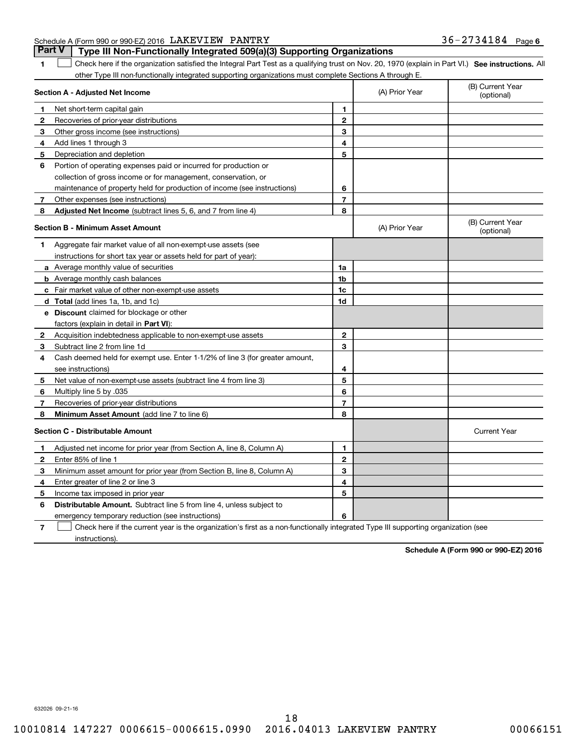Schedule A (Form 990 or 990-EZ) 2016 LAKEVIEW PANTRY 36-2734184 Page 6

## Part V | Type III Non-Functionally Integrated 509(a)(3) Supporting Organizations

**1** ☐ Check here if the organization satisfied the Integral Part Test as a qualifying trust on Nov. 20, 1970 (explain in Part VI.) **See instructions.** All other Type III non-functionally integrated supporting organizations must complete Sections A through E.

| **Section A - Adjusted Net Income** | | (A) Prior Year | (B) Current Year (optional) |
|---|---|---|---|
| **1** Net short-term capital gain | 1 | | |
| **2** Recoveries of prior-year distributions | 2 | | |
| **3** Other gross income (see instructions) | 3 | | |
| **4** Add lines 1 through 3 | 4 | | |
| **5** Depreciation and depletion | 5 | | |
| **6** Portion of operating expenses paid or incurred for production or collection of gross income or for management, conservation, or maintenance of property held for production of income (see instructions) | 6 | | |
| **7** Other expenses (see instructions) | 7 | | |
| **8** **Adjusted Net Income** (subtract lines 5, 6, and 7 from line 4) | 8 | | |

| **Section B - Minimum Asset Amount** | | (A) Prior Year | (B) Current Year (optional) |
|---|---|---|---|
| **1** Aggregate fair market value of all non-exempt-use assets (see instructions for short tax year or assets held for part of year): | | | |
| **a** Average monthly value of securities | 1a | | |
| **b** Average monthly cash balances | 1b | | |
| **c** Fair market value of other non-exempt-use assets | 1c | | |
| **d** **Total** (add lines 1a, 1b, and 1c) | 1d | | |
| **e** **Discount** claimed for blockage or other factors (explain in detail in **Part VI**): | | | |
| **2** Acquisition indebtedness applicable to non-exempt-use assets | 2 | | |
| **3** Subtract line 2 from line 1d | 3 | | |
| **4** Cash deemed held for exempt use. Enter 1-1/2% of line 3 (for greater amount, see instructions) | 4 | | |
| **5** Net value of non-exempt-use assets (subtract line 4 from line 3) | 5 | | |
| **6** Multiply line 5 by .035 | 6 | | |
| **7** Recoveries of prior-year distributions | 7 | | |
| **8** **Minimum Asset Amount** (add line 7 to line 6) | 8 | | |

| **Section C - Distributable Amount** | | | Current Year |
|---|---|---|---|
| **1** Adjusted net income for prior year (from Section A, line 8, Column A) | 1 | | |
| **2** Enter 85% of line 1 | 2 | | |
| **3** Minimum asset amount for prior year (from Section B, line 8, Column A) | 3 | | |
| **4** Enter greater of line 2 or line 3 | 4 | | |
| **5** Income tax imposed in prior year | 5 | | |
| **6** **Distributable Amount.** Subtract line 5 from line 4, unless subject to emergency temporary reduction (see instructions) | 6 | | |

**7** ☐ Check here if the current year is the organization's first as a non-functionally integrated Type III supporting organization (see instructions).

**Schedule A (Form 990 or 990-EZ) 2016**

632026 09-21-16

10010814 147227 0006615-0006615.0990 2016.04013 LAKEVIEW PANTRY 00066151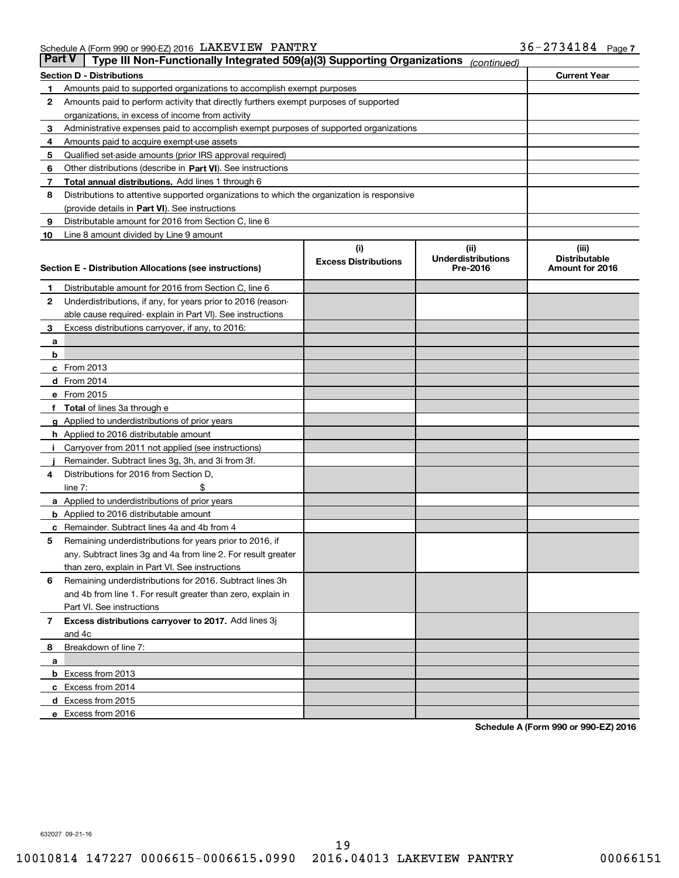Schedule A (Form 990 or 990-EZ) 2016 LAKEVIEW PANTRY 36-2734184 Page 7

## Part V — Type III Non-Functionally Integrated 509(a)(3) Supporting Organizations *(continued)*

| Section D - Distributions | | Current Year |
|---|---|---|
| 1 | Amounts paid to supported organizations to accomplish exempt purposes | |
| 2 | Amounts paid to perform activity that directly furthers exempt purposes of supported organizations, in excess of income from activity | |
| 3 | Administrative expenses paid to accomplish exempt purposes of supported organizations | |
| 4 | Amounts paid to acquire exempt-use assets | |
| 5 | Qualified set-aside amounts (prior IRS approval required) | |
| 6 | Other distributions (describe in **Part VI**). See instructions | |
| 7 | **Total annual distributions.** Add lines 1 through 6 | |
| 8 | Distributions to attentive supported organizations to which the organization is responsive (provide details in **Part VI**). See instructions | |
| 9 | Distributable amount for 2016 from Section C, line 6 | |
| 10 | Line 8 amount divided by Line 9 amount | |

| Section E - Distribution Allocations (see instructions) | | (i) Excess Distributions | (ii) Underdistributions Pre-2016 | (iii) Distributable Amount for 2016 |
|---|---|---|---|---|
| 1 | Distributable amount for 2016 from Section C, line 6 | | | |
| 2 | Underdistributions, if any, for years prior to 2016 (reasonable cause required- explain in Part VI). See instructions | | | |
| 3 | Excess distributions carryover, if any, to 2016: | | | |
| a | | | | |
| b | | | | |
| c | From 2013 | | | |
| d | From 2014 | | | |
| e | From 2015 | | | |
| f | **Total** of lines 3a through e | | | |
| g | Applied to underdistributions of prior years | | | |
| h | Applied to 2016 distributable amount | | | |
| i | Carryover from 2011 not applied (see instructions) | | | |
| j | Remainder. Subtract lines 3g, 3h, and 3i from 3f. | | | |
| 4 | Distributions for 2016 from Section D, line 7: $ | | | |
| a | Applied to underdistributions of prior years | | | |
| b | Applied to 2016 distributable amount | | | |
| c | Remainder. Subtract lines 4a and 4b from 4 | | | |
| 5 | Remaining underdistributions for years prior to 2016, if any. Subtract lines 3g and 4a from line 2. For result greater than zero, explain in Part VI. See instructions | | | |
| 6 | Remaining underdistributions for 2016. Subtract lines 3h and 4b from line 1. For result greater than zero, explain in Part VI. See instructions | | | |
| 7 | **Excess distributions carryover to 2017.** Add lines 3j and 4c | | | |
| 8 | Breakdown of line 7: | | | |
| a | | | | |
| b | Excess from 2013 | | | |
| c | Excess from 2014 | | | |
| d | Excess from 2015 | | | |
| e | Excess from 2016 | | | |

**Schedule A (Form 990 or 990-EZ) 2016**

632027 09-21-16

10010814 147227 0006615-0006615.0990 2016.04013 LAKEVIEW PANTRY 00066151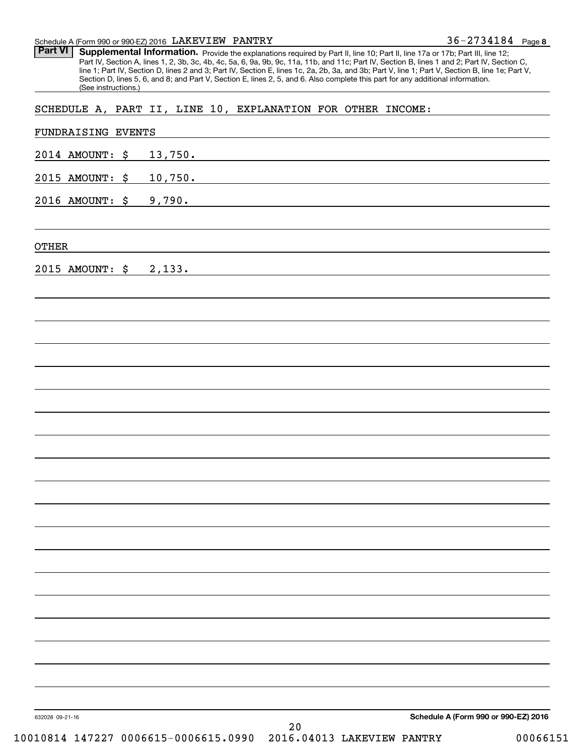Schedule A (Form 990 or 990-EZ) 2016 LAKEVIEW PANTRY 36-2734184 Page **8**

**Part VI** **Supplemental Information.** Provide the explanations required by Part II, line 10; Part II, line 17a or 17b; Part III, line 12; Part IV, Section A, lines 1, 2, 3b, 3c, 4b, 4c, 5a, 6, 9a, 9b, 9c, 11a, 11b, and 11c; Part IV, Section B, lines 1 and 2; Part IV, Section C, line 1; Part IV, Section D, lines 2 and 3; Part IV, Section E, lines 1c, 2a, 2b, 3a, and 3b; Part V, line 1; Part V, Section B, line 1e; Part V, Section D, lines 5, 6, and 8; and Part V, Section E, lines 2, 5, and 6. Also complete this part for any additional information. (See instructions.)

SCHEDULE A, PART II, LINE 10, EXPLANATION FOR OTHER INCOME:

FUNDRAISING EVENTS

2014 AMOUNT: $ 13,750.

2015 AMOUNT: $ 10,750.

2016 AMOUNT: $ 9,790.

OTHER

2015 AMOUNT: $ 2,133.

632028 09-21-16 **Schedule A (Form 990 or 990-EZ) 2016**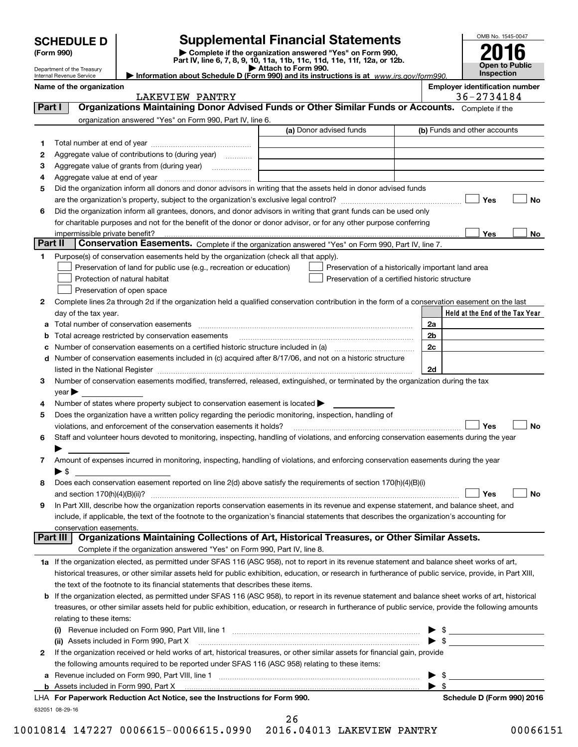# SCHEDULE D (Form 990)

Department of the Treasury
Internal Revenue Service

## Supplemental Financial Statements

▶ Complete if the organization answered "Yes" on Form 990, Part IV, line 6, 7, 8, 9, 10, 11a, 11b, 11c, 11d, 11e, 11f, 12a, or 12b.
▶ Attach to Form 990.
▶ Information about Schedule D (Form 990) and its instructions is at *www.irs.gov/form990.*

OMB No. 1545-0047
**2016**
**Open to Public Inspection**

**Name of the organization:** LAKEVIEW PANTRY
**Employer identification number:** 36-2734184

### Part I — Organizations Maintaining Donor Advised Funds or Other Similar Funds or Accounts.
Complete if the organization answered "Yes" on Form 990, Part IV, line 6.

| | | (a) Donor advised funds | (b) Funds and other accounts |
|---|---|---|---|
| 1 | Total number at end of year | | |
| 2 | Aggregate value of contributions to (during year) | | |
| 3 | Aggregate value of grants from (during year) | | |
| 4 | Aggregate value at end of year | | |

5 Did the organization inform all donors and donor advisors in writing that the assets held in donor advised funds are the organization's property, subject to the organization's exclusive legal control? ☐ Yes ☐ No

6 Did the organization inform all grantees, donors, and donor advisors in writing that grant funds can be used only for charitable purposes and not for the benefit of the donor or donor advisor, or for any other purpose conferring impermissible private benefit? ☐ Yes ☐ No

### Part II — Conservation Easements.
Complete if the organization answered "Yes" on Form 990, Part IV, line 7.

1 Purpose(s) of conservation easements held by the organization (check all that apply).
- ☐ Preservation of land for public use (e.g., recreation or education)
- ☐ Protection of natural habitat
- ☐ Preservation of open space
- ☐ Preservation of a historically important land area
- ☐ Preservation of a certified historic structure

2 Complete lines 2a through 2d if the organization held a qualified conservation contribution in the form of a conservation easement on the last day of the tax year.

| | | | Held at the End of the Tax Year |
|---|---|---|---|
| a | Total number of conservation easements | 2a | |
| b | Total acreage restricted by conservation easements | 2b | |
| c | Number of conservation easements on a certified historic structure included in (a) | 2c | |
| d | Number of conservation easements included in (c) acquired after 8/17/06, and not on a historic structure listed in the National Register | 2d | |

3 Number of conservation easements modified, transferred, released, extinguished, or terminated by the organization during the tax year ▶

4 Number of states where property subject to conservation easement is located ▶

5 Does the organization have a written policy regarding the periodic monitoring, inspection, handling of violations, and enforcement of the conservation easements it holds? ☐ Yes ☐ No

6 Staff and volunteer hours devoted to monitoring, inspecting, handling of violations, and enforcing conservation easements during the year ▶

7 Amount of expenses incurred in monitoring, inspecting, handling of violations, and enforcing conservation easements during the year ▶ $

8 Does each conservation easement reported on line 2(d) above satisfy the requirements of section 170(h)(4)(B)(i) and section 170(h)(4)(B)(ii)? ☐ Yes ☐ No

9 In Part XIII, describe how the organization reports conservation easements in its revenue and expense statement, and balance sheet, and include, if applicable, the text of the footnote to the organization's financial statements that describes the organization's accounting for conservation easements.

### Part III — Organizations Maintaining Collections of Art, Historical Treasures, or Other Similar Assets.
Complete if the organization answered "Yes" on Form 990, Part IV, line 8.

1a If the organization elected, as permitted under SFAS 116 (ASC 958), not to report in its revenue statement and balance sheet works of art, historical treasures, or other similar assets held for public exhibition, education, or research in furtherance of public service, provide, in Part XIII, the text of the footnote to its financial statements that describes these items.

b If the organization elected, as permitted under SFAS 116 (ASC 958), to report in its revenue statement and balance sheet works of art, historical treasures, or other similar assets held for public exhibition, education, or research in furtherance of public service, provide the following amounts relating to these items:

(i) Revenue included on Form 990, Part VIII, line 1 ▶ $

(ii) Assets included in Form 990, Part X ▶ $

2 If the organization received or held works of art, historical treasures, or other similar assets for financial gain, provide the following amounts required to be reported under SFAS 116 (ASC 958) relating to these items:

a Revenue included on Form 990, Part VIII, line 1 ▶ $

b Assets included in Form 990, Part X ▶ $

LHA **For Paperwork Reduction Act Notice, see the Instructions for Form 990.** **Schedule D (Form 990) 2016**

632051 08-29-16

10010814 147227 0006615-0006615.0990 2016.04013 LAKEVIEW PANTRY 00066151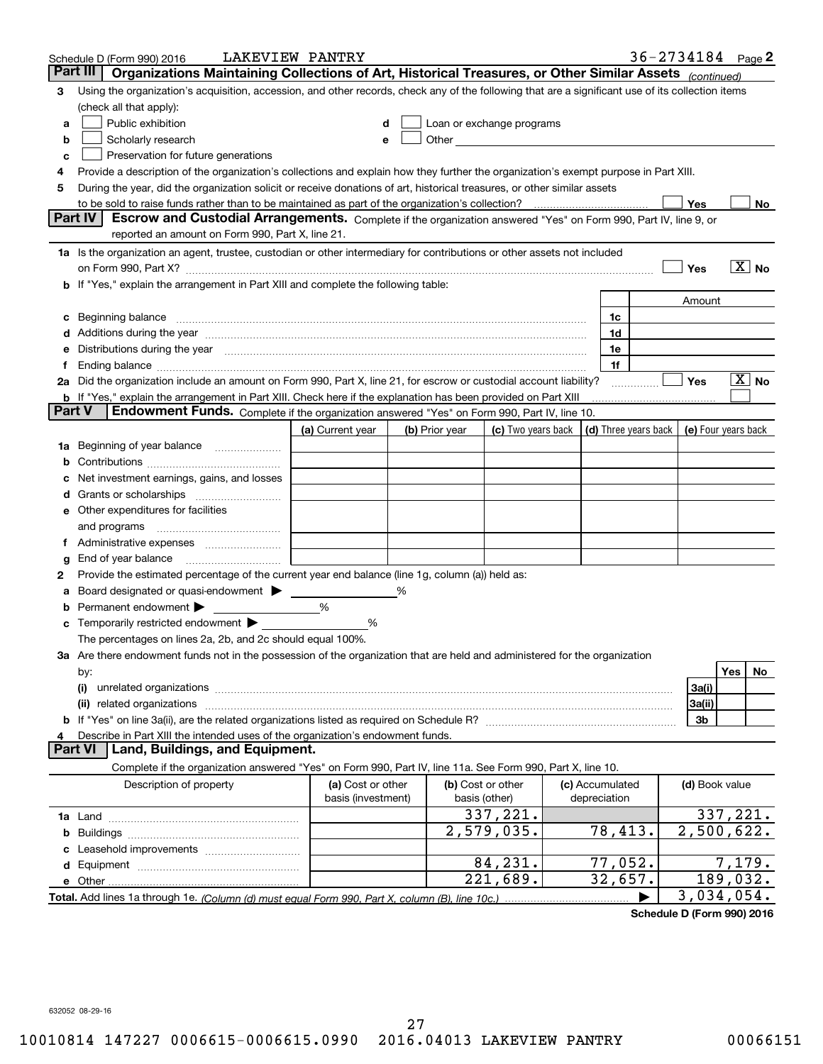Schedule D (Form 990) 2016 LAKEVIEW PANTRY 36-2734184 Page 2

**Part III** **Organizations Maintaining Collections of Art, Historical Treasures, or Other Similar Assets** *(continued)*

3 Using the organization's acquisition, accession, and other records, check any of the following that are a significant use of its collection items (check all that apply):

a ☐ Public exhibition
b ☐ Scholarly research
c ☐ Preservation for future generations
d ☐ Loan or exchange programs
e ☐ Other

4 Provide a description of the organization's collections and explain how they further the organization's exempt purpose in Part XIII.

5 During the year, did the organization solicit or receive donations of art, historical treasures, or other similar assets to be sold to raise funds rather than to be maintained as part of the organization's collection? ☐ Yes ☐ No

**Part IV** **Escrow and Custodial Arrangements.** Complete if the organization answered "Yes" on Form 990, Part IV, line 9, or reported an amount on Form 990, Part X, line 21.

1a Is the organization an agent, trustee, custodian or other intermediary for contributions or other assets not included on Form 990, Part X? ☐ Yes ☒ No

b If "Yes," explain the arrangement in Part XIII and complete the following table:

| | | Amount |
|---|---|---|
| c Beginning balance | 1c | |
| d Additions during the year | 1d | |
| e Distributions during the year | 1e | |
| f Ending balance | 1f | |

2a Did the organization include an amount on Form 990, Part X, line 21, for escrow or custodial account liability? ☐ Yes ☒ No

b If "Yes," explain the arrangement in Part XIII. Check here if the explanation has been provided on Part XIII ☐

**Part V** **Endowment Funds.** Complete if the organization answered "Yes" on Form 990, Part IV, line 10.

| | (a) Current year | (b) Prior year | (c) Two years back | (d) Three years back | (e) Four years back |
|---|---|---|---|---|---|
| 1a Beginning of year balance | | | | | |
| b Contributions | | | | | |
| c Net investment earnings, gains, and losses | | | | | |
| d Grants or scholarships | | | | | |
| e Other expenditures for facilities and programs | | | | | |
| f Administrative expenses | | | | | |
| g End of year balance | | | | | |

2 Provide the estimated percentage of the current year end balance (line 1g, column (a)) held as:

a Board designated or quasi-endowment ▶ ____ %
b Permanent endowment ▶ ____ %
c Temporarily restricted endowment ▶ ____ %

The percentages on lines 2a, 2b, and 2c should equal 100%.

3a Are there endowment funds not in the possession of the organization that are held and administered for the organization by:

| | | Yes | No |
|---|---|---|---|
| (i) unrelated organizations | 3a(i) | | |
| (ii) related organizations | 3a(ii) | | |
| b If "Yes" on line 3a(ii), are the related organizations listed as required on Schedule R? | 3b | | |

4 Describe in Part XIII the intended uses of the organization's endowment funds.

**Part VI** **Land, Buildings, and Equipment.**

Complete if the organization answered "Yes" on Form 990, Part IV, line 11a. See Form 990, Part X, line 10.

| Description of property | (a) Cost or other basis (investment) | (b) Cost or other basis (other) | (c) Accumulated depreciation | (d) Book value |
|---|---|---|---|---|
| 1a Land | | 337,221. | | 337,221. |
| b Buildings | | 2,579,035. | 78,413. | 2,500,622. |
| c Leasehold improvements | | | | |
| d Equipment | | 84,231. | 77,052. | 7,179. |
| e Other | | 221,689. | 32,657. | 189,032. |
| **Total.** Add lines 1a through 1e. *(Column (d) must equal Form 990, Part X, column (B), line 10c.)* | | | ▶ | 3,034,054. |

**Schedule D (Form 990) 2016**

632052 08-29-16

10010814 147227 0006615-0006615.0990 2016.04013 LAKEVIEW PANTRY 00066151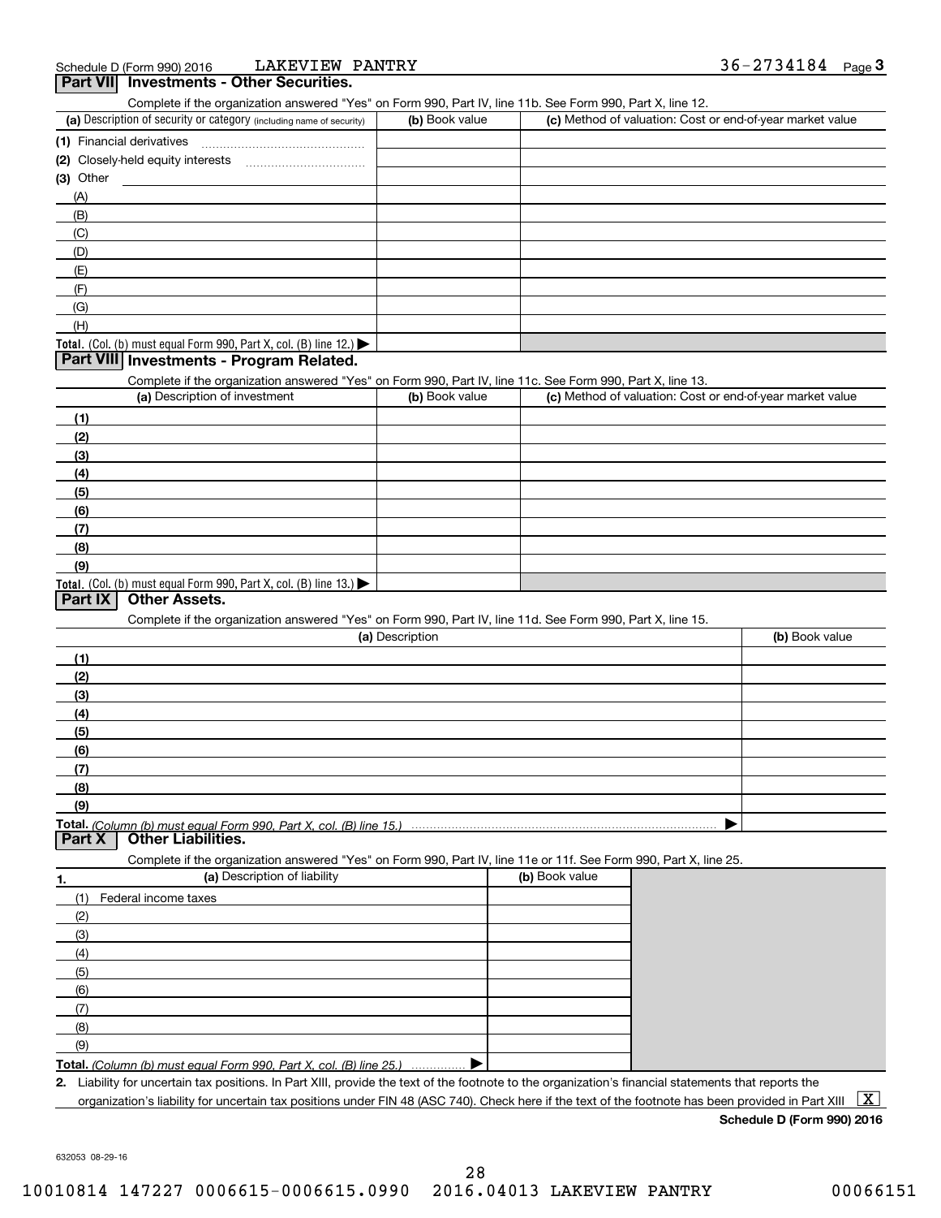Schedule D (Form 990) 2016 LAKEVIEW PANTRY 36-2734184 Page 3

## Part VII Investments - Other Securities.

Complete if the organization answered "Yes" on Form 990, Part IV, line 11b. See Form 990, Part X, line 12.

| (a) Description of security or category (including name of security) | (b) Book value | (c) Method of valuation: Cost or end-of-year market value |
|---|---|---|
| (1) Financial derivatives | | |
| (2) Closely-held equity interests | | |
| (3) Other | | |
| (A) | | |
| (B) | | |
| (C) | | |
| (D) | | |
| (E) | | |
| (F) | | |
| (G) | | |
| (H) | | |
| **Total.** (Col. (b) must equal Form 990, Part X, col. (B) line 12.) ▶ | | |

## Part VIII Investments - Program Related.

Complete if the organization answered "Yes" on Form 990, Part IV, line 11c. See Form 990, Part X, line 13.

| (a) Description of investment | (b) Book value | (c) Method of valuation: Cost or end-of-year market value |
|---|---|---|
| (1) | | |
| (2) | | |
| (3) | | |
| (4) | | |
| (5) | | |
| (6) | | |
| (7) | | |
| (8) | | |
| (9) | | |
| **Total.** (Col. (b) must equal Form 990, Part X, col. (B) line 13.) ▶ | | |

## Part IX Other Assets.

Complete if the organization answered "Yes" on Form 990, Part IV, line 11d. See Form 990, Part X, line 15.

| (a) Description | (b) Book value |
|---|---|
| (1) | |
| (2) | |
| (3) | |
| (4) | |
| (5) | |
| (6) | |
| (7) | |
| (8) | |
| (9) | |
| **Total.** *(Column (b) must equal Form 990, Part X, col. (B) line 15.)* ▶ | |

## Part X Other Liabilities.

Complete if the organization answered "Yes" on Form 990, Part IV, line 11e or 11f. See Form 990, Part X, line 25.

| 1. (a) Description of liability | (b) Book value |
|---|---|
| (1) Federal income taxes | |
| (2) | |
| (3) | |
| (4) | |
| (5) | |
| (6) | |
| (7) | |
| (8) | |
| (9) | |
| **Total.** *(Column (b) must equal Form 990, Part X, col. (B) line 25.)* ▶ | |

2. Liability for uncertain tax positions. In Part XIII, provide the text of the footnote to the organization's financial statements that reports the organization's liability for uncertain tax positions under FIN 48 (ASC 740). Check here if the text of the footnote has been provided in Part XIII [X]

**Schedule D (Form 990) 2016**

632053 08-29-16

10010814 147227 0006615-0006615.0990 2016.04013 LAKEVIEW PANTRY 00066151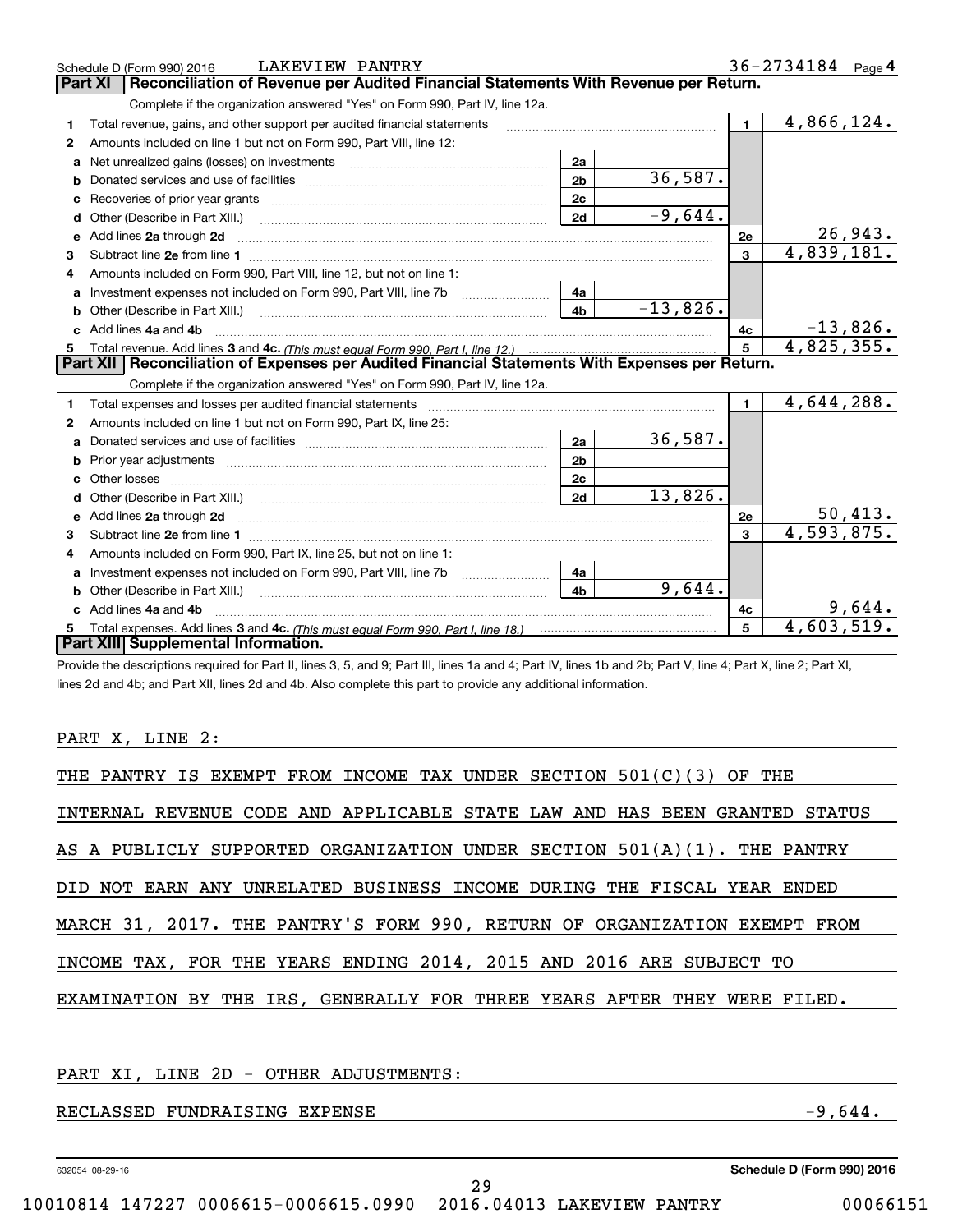Schedule D (Form 990) 2016 LAKEVIEW PANTRY 36-2734184 Page 4

## Part XI Reconciliation of Revenue per Audited Financial Statements With Revenue per Return.

Complete if the organization answered "Yes" on Form 990, Part IV, line 12a.

| | | | | | |
|---|---|---|---|---|---|
| 1 | Total revenue, gains, and other support per audited financial statements | | | 1 | 4,866,124. |
| 2 | Amounts included on line 1 but not on Form 990, Part VIII, line 12: | | | | |
| a | Net unrealized gains (losses) on investments | 2a | | | |
| b | Donated services and use of facilities | 2b | 36,587. | | |
| c | Recoveries of prior year grants | 2c | | | |
| d | Other (Describe in Part XIII.) | 2d | -9,644. | | |
| e | Add lines 2a through 2d | | | 2e | 26,943. |
| 3 | Subtract line 2e from line 1 | | | 3 | 4,839,181. |
| 4 | Amounts included on Form 990, Part VIII, line 12, but not on line 1: | | | | |
| a | Investment expenses not included on Form 990, Part VIII, line 7b | 4a | | | |
| b | Other (Describe in Part XIII.) | 4b | -13,826. | | |
| c | Add lines 4a and 4b | | | 4c | -13,826. |
| 5 | Total revenue. Add lines 3 and 4c. *(This must equal Form 990, Part I, line 12.)* | | | 5 | 4,825,355. |

## Part XII Reconciliation of Expenses per Audited Financial Statements With Expenses per Return.

Complete if the organization answered "Yes" on Form 990, Part IV, line 12a.

| | | | | | |
|---|---|---|---|---|---|
| 1 | Total expenses and losses per audited financial statements | | | 1 | 4,644,288. |
| 2 | Amounts included on line 1 but not on Form 990, Part IX, line 25: | | | | |
| a | Donated services and use of facilities | 2a | 36,587. | | |
| b | Prior year adjustments | 2b | | | |
| c | Other losses | 2c | | | |
| d | Other (Describe in Part XIII.) | 2d | 13,826. | | |
| e | Add lines 2a through 2d | | | 2e | 50,413. |
| 3 | Subtract line 2e from line 1 | | | 3 | 4,593,875. |
| 4 | Amounts included on Form 990, Part IX, line 25, but not on line 1: | | | | |
| a | Investment expenses not included on Form 990, Part VIII, line 7b | 4a | | | |
| b | Other (Describe in Part XIII.) | 4b | 9,644. | | |
| c | Add lines 4a and 4b | | | 4c | 9,644. |
| 5 | Total expenses. Add lines 3 and 4c. *(This must equal Form 990, Part I, line 18.)* | | | 5 | 4,603,519. |

## Part XIII Supplemental Information.

Provide the descriptions required for Part II, lines 3, 5, and 9; Part III, lines 1a and 4; Part IV, lines 1b and 2b; Part V, line 4; Part X, line 2; Part XI, lines 2d and 4b; and Part XII, lines 2d and 4b. Also complete this part to provide any additional information.

PART X, LINE 2:

THE PANTRY IS EXEMPT FROM INCOME TAX UNDER SECTION 501(C)(3) OF THE INTERNAL REVENUE CODE AND APPLICABLE STATE LAW AND HAS BEEN GRANTED STATUS AS A PUBLICLY SUPPORTED ORGANIZATION UNDER SECTION 501(A)(1). THE PANTRY DID NOT EARN ANY UNRELATED BUSINESS INCOME DURING THE FISCAL YEAR ENDED MARCH 31, 2017. THE PANTRY'S FORM 990, RETURN OF ORGANIZATION EXEMPT FROM INCOME TAX, FOR THE YEARS ENDING 2014, 2015 AND 2016 ARE SUBJECT TO EXAMINATION BY THE IRS, GENERALLY FOR THREE YEARS AFTER THEY WERE FILED.

PART XI, LINE 2D - OTHER ADJUSTMENTS:

| | |
|---|---|
| RECLASSED FUNDRAISING EXPENSE | -9,644. |

632054 08-29-16 **Schedule D (Form 990) 2016**

10010814 147227 0006615-0006615.0990 2016.04013 LAKEVIEW PANTRY 00066151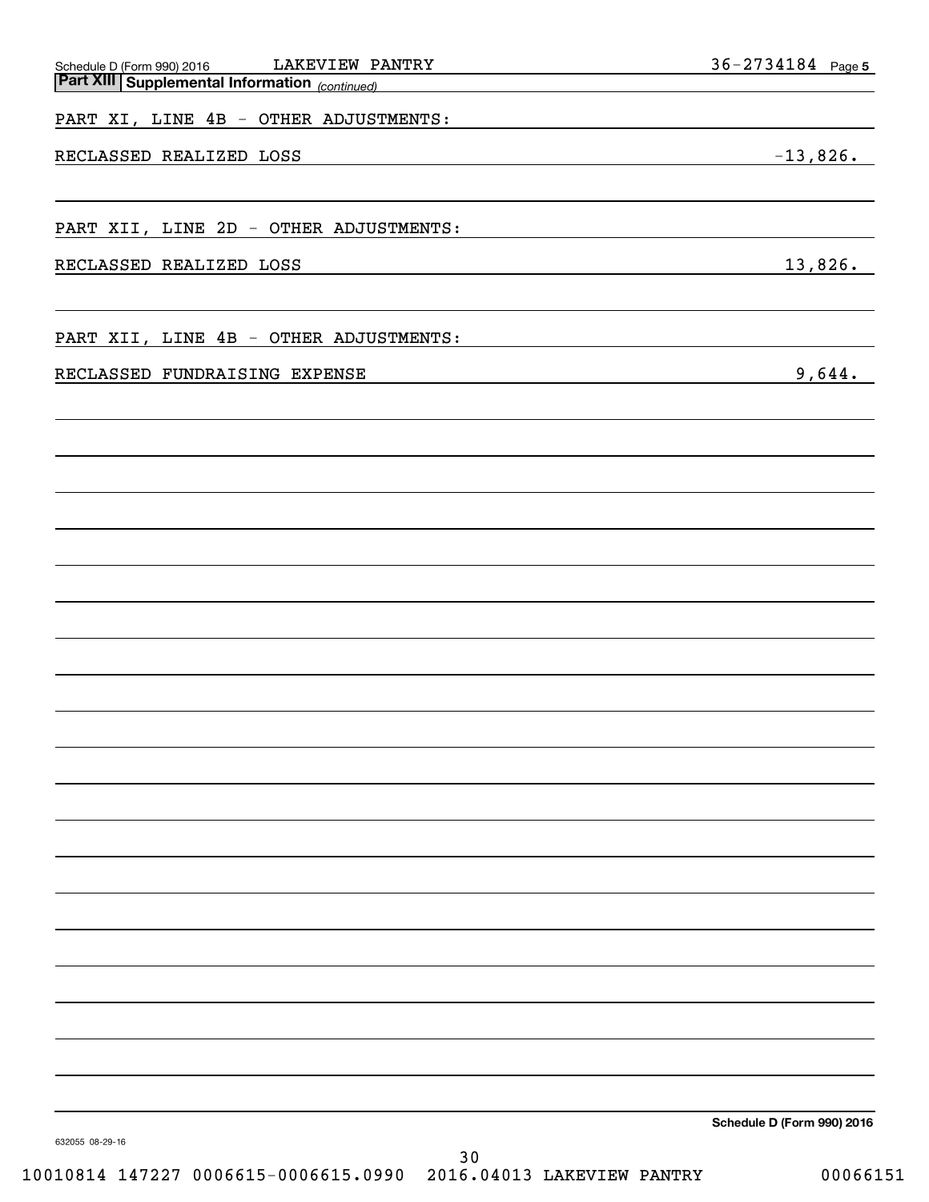## Part XIII Supplemental Information *(continued)*

PART XI, LINE 4B - OTHER ADJUSTMENTS:

| | |
|---|---|
| RECLASSED REALIZED LOSS | -13,826. |

PART XII, LINE 2D - OTHER ADJUSTMENTS:

| | |
|---|---|
| RECLASSED REALIZED LOSS | 13,826. |

PART XII, LINE 4B - OTHER ADJUSTMENTS:

| | |
|---|---|
| RECLASSED FUNDRAISING EXPENSE | 9,644. |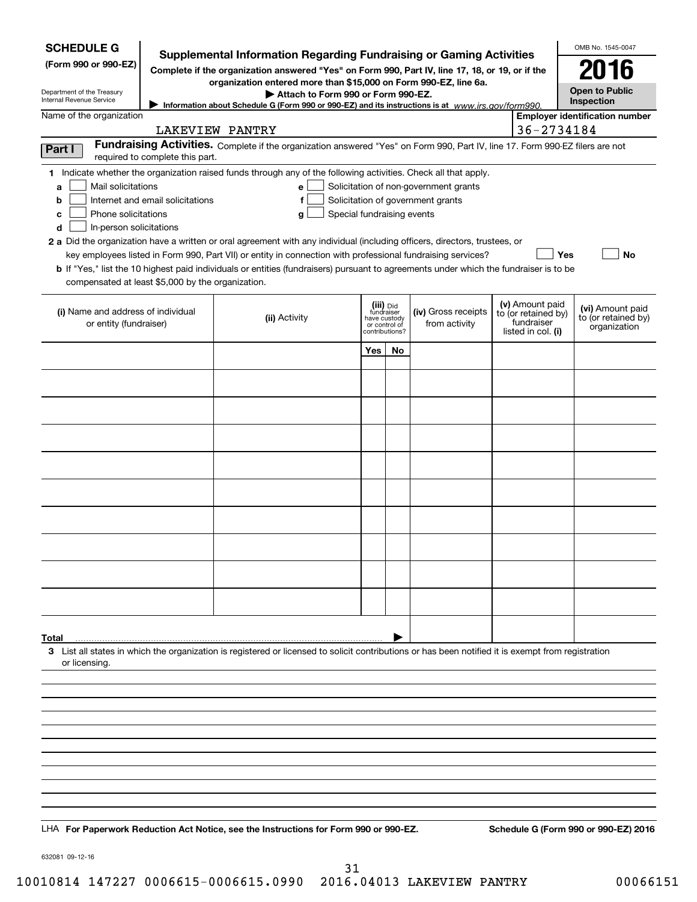**SCHEDULE G**
**(Form 990 or 990-EZ)**

Department of the Treasury
Internal Revenue Service

# Supplemental Information Regarding Fundraising or Gaming Activities

**Complete if the organization answered "Yes" on Form 990, Part IV, line 17, 18, or 19, or if the organization entered more than $15,000 on Form 990-EZ, line 6a.**

**▶ Attach to Form 990 or Form 990-EZ.**

**▶ Information about Schedule G (Form 990 or 990-EZ) and its instructions is at** *www.irs.gov/form990.*

OMB No. 1545-0047

**2016**

**Open to Public Inspection**

Name of the organization: LAKEVIEW PANTRY

**Employer identification number:** 36-2734184

**Part I** **Fundraising Activities.** Complete if the organization answered "Yes" on Form 990, Part IV, line 17. Form 990-EZ filers are not required to complete this part.

**1** Indicate whether the organization raised funds through any of the following activities. Check all that apply.

- **a** ☐ Mail solicitations
- **b** ☐ Internet and email solicitations
- **c** ☐ Phone solicitations
- **d** ☐ In-person solicitations
- **e** ☐ Solicitation of non-government grants
- **f** ☐ Solicitation of government grants
- **g** ☐ Special fundraising events

**2 a** Did the organization have a written or oral agreement with any individual (including officers, directors, trustees, or key employees listed in Form 990, Part VII) or entity in connection with professional fundraising services? ☐ **Yes** ☐ **No**

**b** If "Yes," list the 10 highest paid individuals or entities (fundraisers) pursuant to agreements under which the fundraiser is to be compensated at least $5,000 by the organization.

| (i) Name and address of individual or entity (fundraiser) | (ii) Activity | (iii) Did fundraiser have custody or control of contributions? | | (iv) Gross receipts from activity | (v) Amount paid to (or retained by) fundraiser listed in col. (i) | (vi) Amount paid to (or retained by) organization |
|---|---|---|---|---|---|---|
| | | Yes | No | | | |
| | | | | | | |
| | | | | | | |
| | | | | | | |
| | | | | | | |
| | | | | | | |
| | | | | | | |
| | | | | | | |
| | | | | | | |
| | | | | | | |
| | | | | | | |
| **Total** ▶ | | | | | | |

**3** List all states in which the organization is registered or licensed to solicit contributions or has been notified it is exempt from registration or licensing.

LHA **For Paperwork Reduction Act Notice, see the Instructions for Form 990 or 990-EZ.** **Schedule G (Form 990 or 990-EZ) 2016**

632081 09-12-16

10010814 147227 0006615-0006615.0990 2016.04013 LAKEVIEW PANTRY 00066151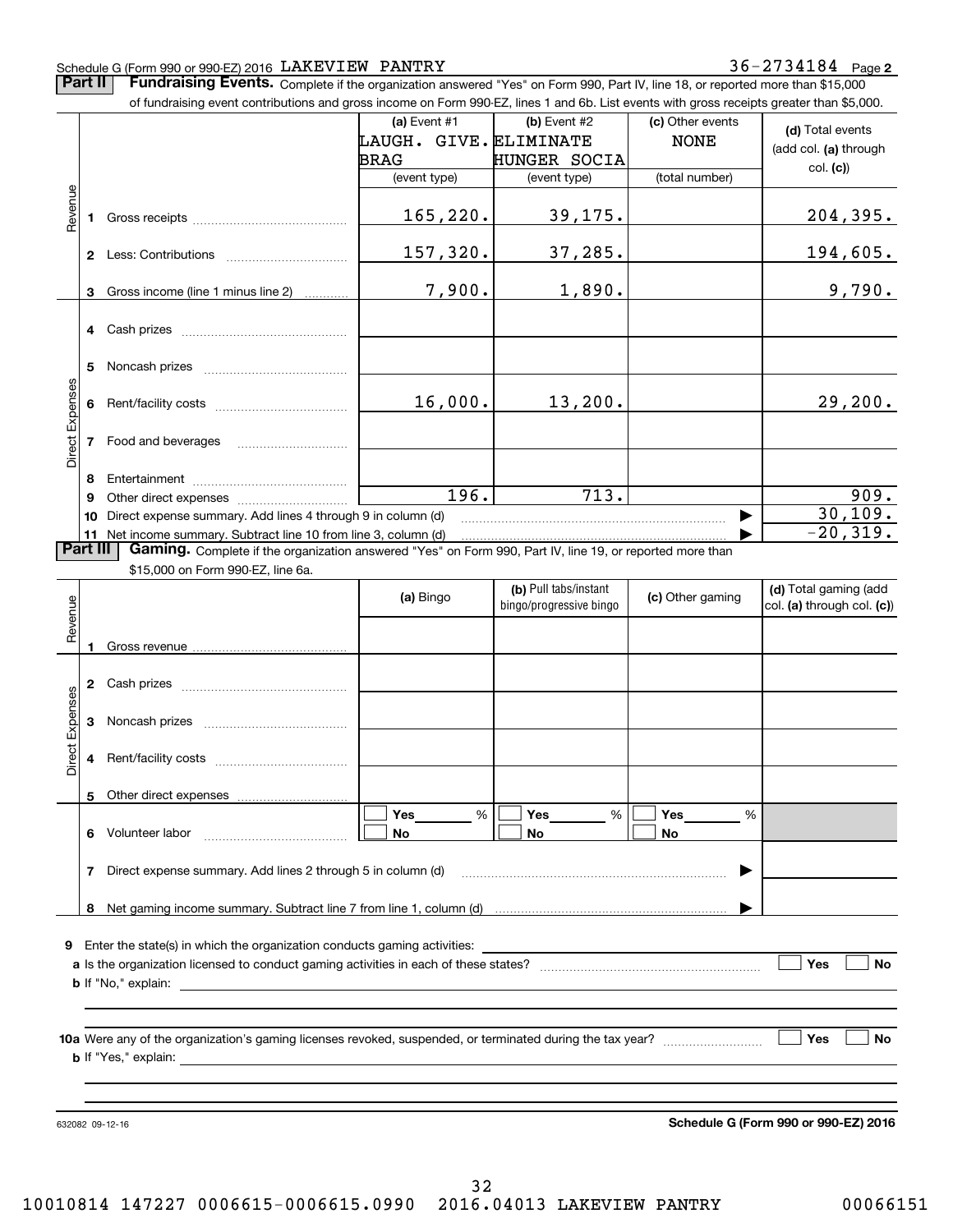Schedule G (Form 990 or 990-EZ) 2016 LAKEVIEW PANTRY 36-2734184 Page **2**

**Part II** **Fundraising Events.** Complete if the organization answered "Yes" on Form 990, Part IV, line 18, or reported more than $15,000 of fundraising event contributions and gross income on Form 990-EZ, lines 1 and 6b. List events with gross receipts greater than $5,000.

| | | (a) Event #1 LAUGH. GIVE. BRAG (event type) | (b) Event #2 ELIMINATE HUNGER SOCIA (event type) | (c) Other events NONE (total number) | (d) Total events (add col. (a) through col. (c)) |
|---|---|---|---|---|---|
| Revenue | 1 Gross receipts | 165,220. | 39,175. | | 204,395. |
| | 2 Less: Contributions | 157,320. | 37,285. | | 194,605. |
| | 3 Gross income (line 1 minus line 2) | 7,900. | 1,890. | | 9,790. |
| Direct Expenses | 4 Cash prizes | | | | |
| | 5 Noncash prizes | | | | |
| | 6 Rent/facility costs | 16,000. | 13,200. | | 29,200. |
| | 7 Food and beverages | | | | |
| | 8 Entertainment | | | | |
| | 9 Other direct expenses | 196. | 713. | | 909. |
| | 10 Direct expense summary. Add lines 4 through 9 in column (d) | | | | 30,109. |
| | 11 Net income summary. Subtract line 10 from line 3, column (d) | | | | -20,319. |

**Part III** **Gaming.** Complete if the organization answered "Yes" on Form 990, Part IV, line 19, or reported more than $15,000 on Form 990-EZ, line 6a.

| | | (a) Bingo | (b) Pull tabs/instant bingo/progressive bingo | (c) Other gaming | (d) Total gaming (add col. (a) through col. (c)) |
|---|---|---|---|---|---|
| Revenue | 1 Gross revenue | | | | |
| Direct Expenses | 2 Cash prizes | | | | |
| | 3 Noncash prizes | | | | |
| | 4 Rent/facility costs | | | | |
| | 5 Other direct expenses | | | | |
| | 6 Volunteer labor | ☐ Yes ___ % ☐ No | ☐ Yes ___ % ☐ No | ☐ Yes ___ % ☐ No | |
| | 7 Direct expense summary. Add lines 2 through 5 in column (d) | | | | |
| | 8 Net gaming income summary. Subtract line 7 from line 1, column (d) | | | | |

**9** Enter the state(s) in which the organization conducts gaming activities: ______

**a** Is the organization licensed to conduct gaming activities in each of these states? ☐ Yes ☐ No

**b** If "No," explain: ______

**10a** Were any of the organization's gaming licenses revoked, suspended, or terminated during the tax year? ☐ Yes ☐ No

**b** If "Yes," explain: ______

632082 09-12-16 **Schedule G (Form 990 or 990-EZ) 2016**

10010814 147227 0006615-0006615.0990 2016.04013 LAKEVIEW PANTRY 00066151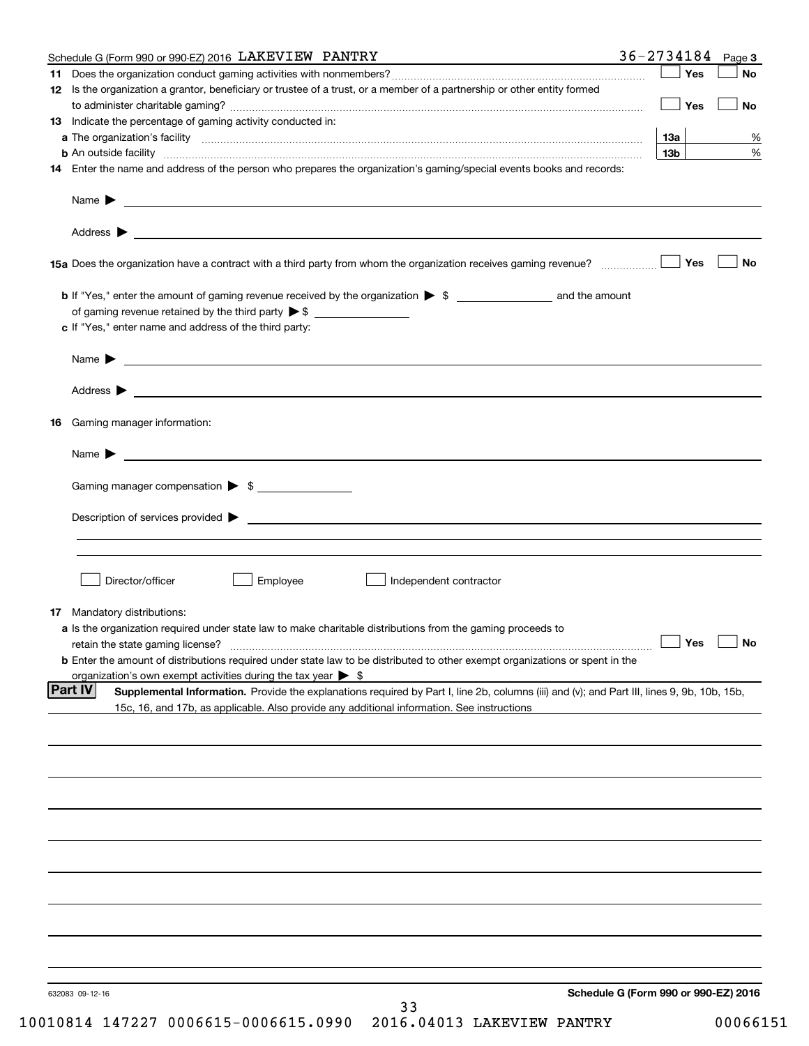Schedule G (Form 990 or 990-EZ) 2016 LAKEVIEW PANTRY 36-2734184 Page 3

**11** Does the organization conduct gaming activities with nonmembers? ☐ Yes ☐ No

**12** Is the organization a grantor, beneficiary or trustee of a trust, or a member of a partnership or other entity formed to administer charitable gaming? ☐ Yes ☐ No

**13** Indicate the percentage of gaming activity conducted in:

**a** The organization's facility **13a** %

**b** An outside facility **13b** %

**14** Enter the name and address of the person who prepares the organization's gaming/special events books and records:

Name ▶

Address ▶

**15a** Does the organization have a contract with a third party from whom the organization receives gaming revenue? ☐ Yes ☐ No

**b** If "Yes," enter the amount of gaming revenue received by the organization ▶ $ ______ and the amount of gaming revenue retained by the third party ▶ $ ______

**c** If "Yes," enter name and address of the third party:

Name ▶

Address ▶

**16** Gaming manager information:

Name ▶

Gaming manager compensation ▶ $ ______

Description of services provided ▶

☐ Director/officer ☐ Employee ☐ Independent contractor

**17** Mandatory distributions:

**a** Is the organization required under state law to make charitable distributions from the gaming proceeds to retain the state gaming license? ☐ Yes ☐ No

**b** Enter the amount of distributions required under state law to be distributed to other exempt organizations or spent in the organization's own exempt activities during the tax year ▶ $

**Part IV** **Supplemental Information.** Provide the explanations required by Part I, line 2b, columns (iii) and (v); and Part III, lines 9, 9b, 10b, 15b, 15c, 16, and 17b, as applicable. Also provide any additional information. See instructions

632083 09-12-16

**Schedule G (Form 990 or 990-EZ) 2016**

10010814 147227 0006615-0006615.0990 2016.04013 LAKEVIEW PANTRY 00066151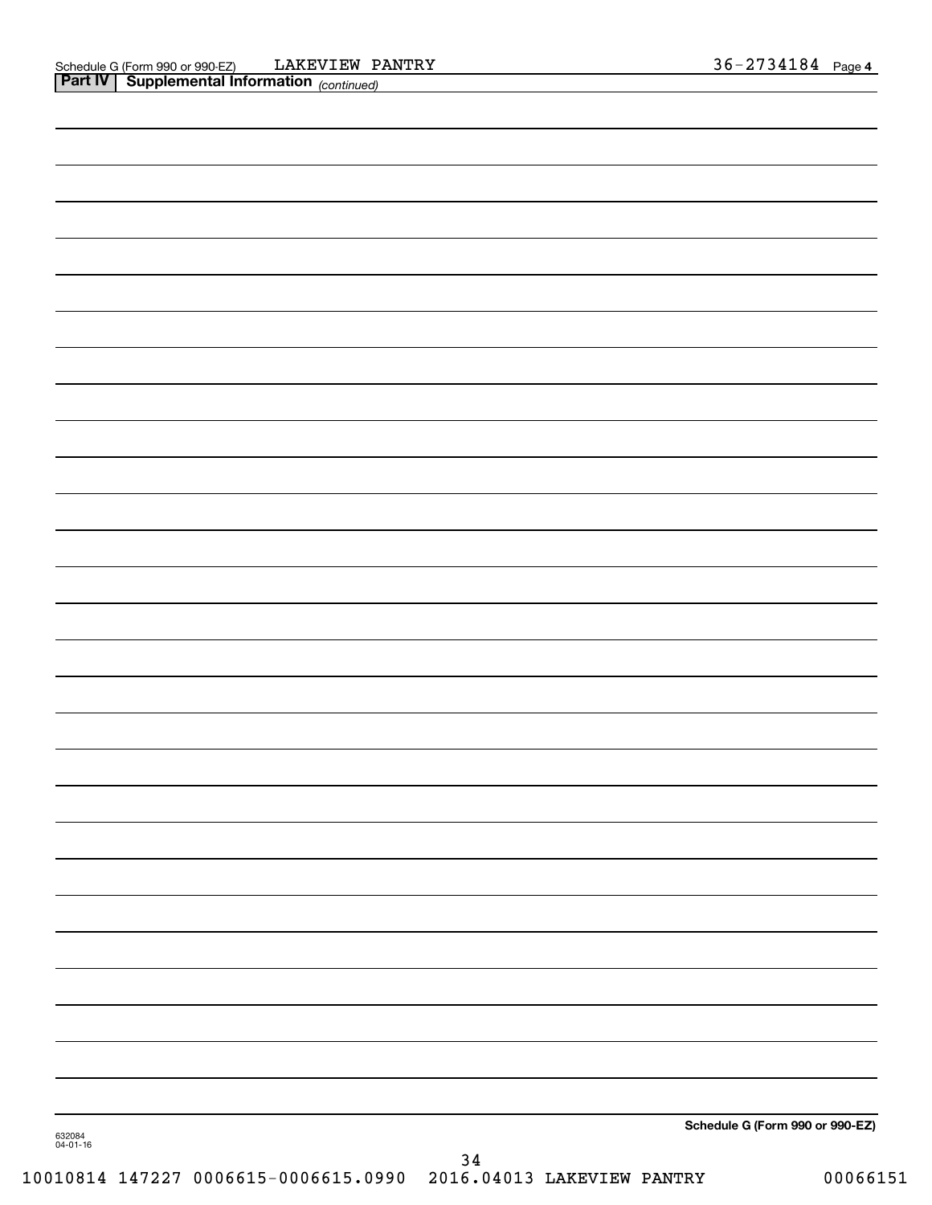Schedule G (Form 990 or 990-EZ) LAKEVIEW PANTRY 36-2734184 Page 4

**Part IV | Supplemental Information** *(continued)*

Schedule G (Form 990 or 990-EZ)

632084
04-01-16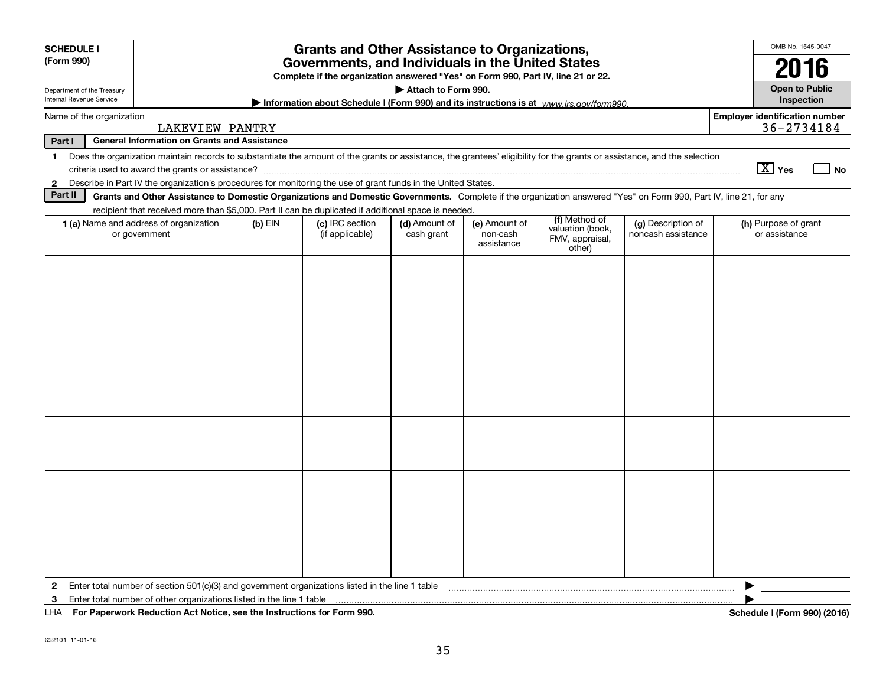**SCHEDULE I**
**(Form 990)**

Department of the Treasury
Internal Revenue Service

# Grants and Other Assistance to Organizations, Governments, and Individuals in the United States

**Complete if the organization answered "Yes" on Form 990, Part IV, line 21 or 22.**

▶ **Attach to Form 990.**

▶ **Information about Schedule I (Form 990) and its instructions is at** *www.irs.gov/form990.*

OMB No. 1545-0047

**2016**

**Open to Public Inspection**

Name of the organization: LAKEVIEW PANTRY

**Employer identification number:** 36-2734184

**Part I** **General Information on Grants and Assistance**

1 Does the organization maintain records to substantiate the amount of the grants or assistance, the grantees' eligibility for the grants or assistance, and the selection criteria used to award the grants or assistance? [X] **Yes** [ ] **No**

2 Describe in Part IV the organization's procedures for monitoring the use of grant funds in the United States.

**Part II** **Grants and Other Assistance to Domestic Organizations and Domestic Governments.** Complete if the organization answered "Yes" on Form 990, Part IV, line 21, for any recipient that received more than $5,000. Part II can be duplicated if additional space is needed.

| **1 (a)** Name and address of organization or government | **(b)** EIN | **(c)** IRC section (if applicable) | **(d)** Amount of cash grant | **(e)** Amount of non-cash assistance | **(f)** Method of valuation (book, FMV, appraisal, other) | **(g)** Description of noncash assistance | **(h)** Purpose of grant or assistance |
|---|---|---|---|---|---|---|---|
| | | | | | | | |
| | | | | | | | |
| | | | | | | | |
| | | | | | | | |
| | | | | | | | |
| | | | | | | | |

2 Enter total number of section 501(c)(3) and government organizations listed in the line 1 table ▶

3 Enter total number of other organizations listed in the line 1 table ▶

LHA **For Paperwork Reduction Act Notice, see the Instructions for Form 990.** **Schedule I (Form 990) (2016)**

632101 11-01-16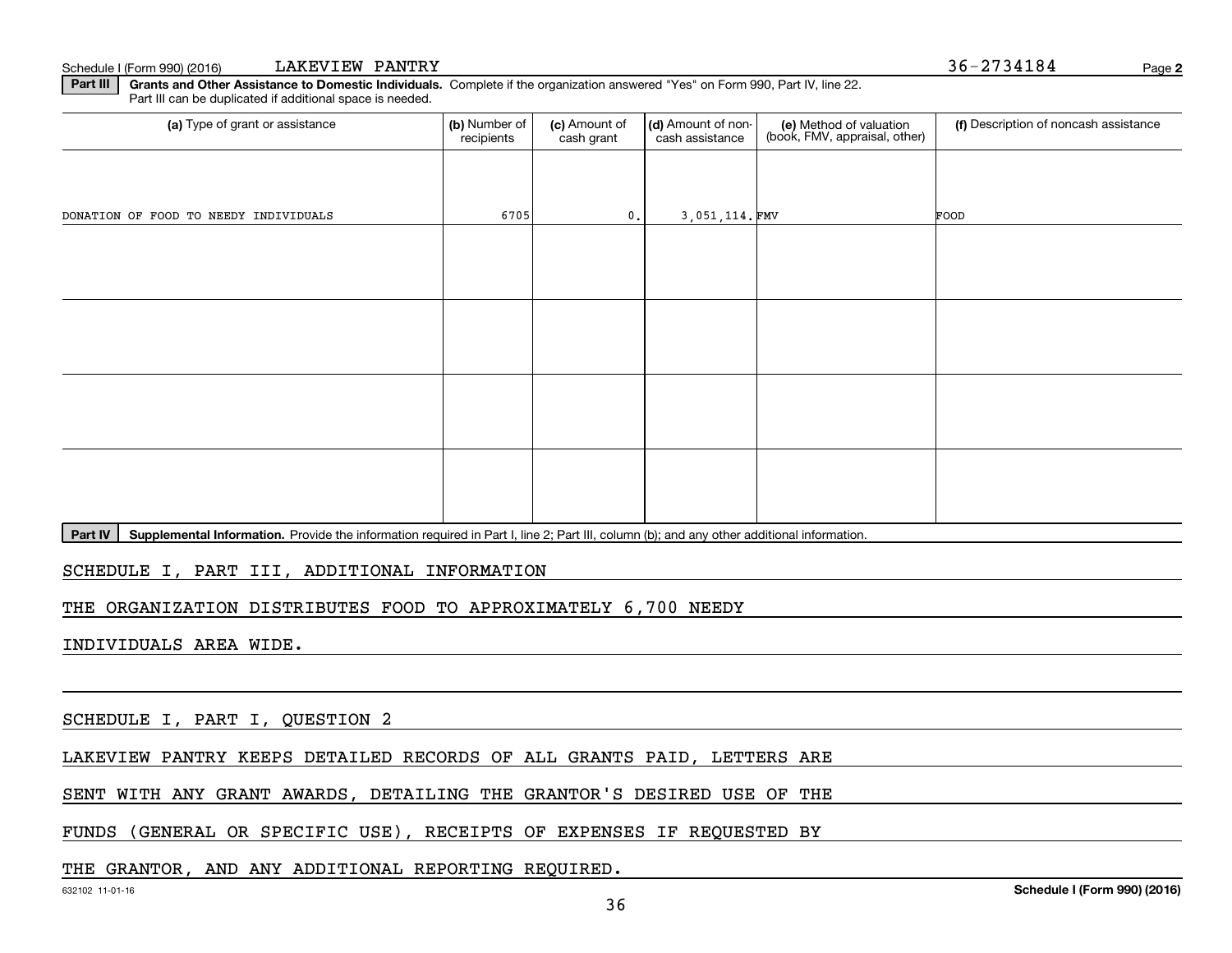Schedule I (Form 990) (2016) LAKEVIEW PANTRY 36-2734184 Page **2**

**Part III** **Grants and Other Assistance to Domestic Individuals.** Complete if the organization answered "Yes" on Form 990, Part IV, line 22. Part III can be duplicated if additional space is needed.

| (a) Type of grant or assistance | (b) Number of recipients | (c) Amount of cash grant | (d) Amount of non-cash assistance | (e) Method of valuation (book, FMV, appraisal, other) | (f) Description of noncash assistance |
|---|---|---|---|---|---|
| DONATION OF FOOD TO NEEDY INDIVIDUALS | 6705 | 0. | 3,051,114. | FMV | FOOD |
| | | | | | |
| | | | | | |
| | | | | | |
| | | | | | |

**Part IV** **Supplemental Information.** Provide the information required in Part I, line 2; Part III, column (b); and any other additional information.

SCHEDULE I, PART III, ADDITIONAL INFORMATION

THE ORGANIZATION DISTRIBUTES FOOD TO APPROXIMATELY 6,700 NEEDY INDIVIDUALS AREA WIDE.

SCHEDULE I, PART I, QUESTION 2

LAKEVIEW PANTRY KEEPS DETAILED RECORDS OF ALL GRANTS PAID, LETTERS ARE SENT WITH ANY GRANT AWARDS, DETAILING THE GRANTOR'S DESIRED USE OF THE FUNDS (GENERAL OR SPECIFIC USE), RECEIPTS OF EXPENSES IF REQUESTED BY THE GRANTOR, AND ANY ADDITIONAL REPORTING REQUIRED.

632102 11-01-16 **Schedule I (Form 990) (2016)**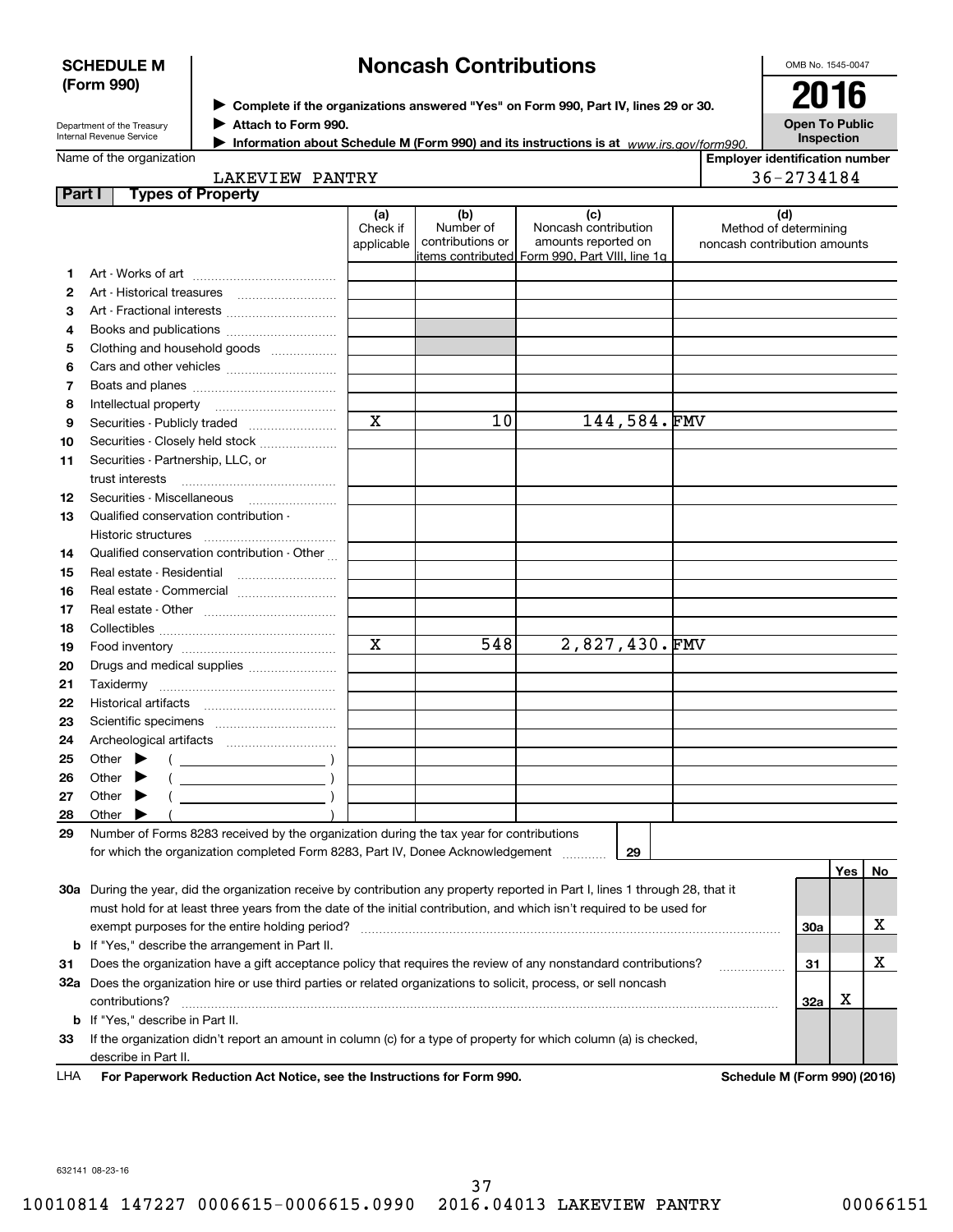**SCHEDULE M (Form 990)**

Department of the Treasury
Internal Revenue Service

# Noncash Contributions

▶ Complete if the organizations answered "Yes" on Form 990, Part IV, lines 29 or 30.
▶ Attach to Form 990.
▶ Information about Schedule M (Form 990) and its instructions is at www.irs.gov/form990.

OMB No. 1545-0047

**2016**

**Open To Public Inspection**

Name of the organization: LAKEVIEW PANTRY

Employer identification number: 36-2734184

## Part I Types of Property

| | | (a) Check if applicable | (b) Number of contributions or items contributed | (c) Noncash contribution amounts reported on Form 990, Part VIII, line 1g | (d) Method of determining noncash contribution amounts |
|---|---|---|---|---|---|
| 1 | Art - Works of art | | | | |
| 2 | Art - Historical treasures | | | | |
| 3 | Art - Fractional interests | | | | |
| 4 | Books and publications | | | | |
| 5 | Clothing and household goods | | | | |
| 6 | Cars and other vehicles | | | | |
| 7 | Boats and planes | | | | |
| 8 | Intellectual property | | | | |
| 9 | Securities - Publicly traded | X | 10 | 144,584. | FMV |
| 10 | Securities - Closely held stock | | | | |
| 11 | Securities - Partnership, LLC, or trust interests | | | | |
| 12 | Securities - Miscellaneous | | | | |
| 13 | Qualified conservation contribution - Historic structures | | | | |
| 14 | Qualified conservation contribution - Other | | | | |
| 15 | Real estate - Residential | | | | |
| 16 | Real estate - Commercial | | | | |
| 17 | Real estate - Other | | | | |
| 18 | Collectibles | | | | |
| 19 | Food inventory | X | 548 | 2,827,430. | FMV |
| 20 | Drugs and medical supplies | | | | |
| 21 | Taxidermy | | | | |
| 22 | Historical artifacts | | | | |
| 23 | Scientific specimens | | | | |
| 24 | Archeological artifacts | | | | |
| 25 | Other ▶ ( ) | | | | |
| 26 | Other ▶ ( ) | | | | |
| 27 | Other ▶ ( ) | | | | |
| 28 | Other ▶ ( ) | | | | |

**29** Number of Forms 8283 received by the organization during the tax year for contributions for which the organization completed Form 8283, Part IV, Donee Acknowledgement ..... **29**

| | | | Yes | No |
|---|---|---|---|---|
| 30a | During the year, did the organization receive by contribution any property reported in Part I, lines 1 through 28, that it must hold for at least three years from the date of the initial contribution, and which isn't required to be used for exempt purposes for the entire holding period? | 30a | | X |
| b | If "Yes," describe the arrangement in Part II. | | | |
| 31 | Does the organization have a gift acceptance policy that requires the review of any nonstandard contributions? | 31 | | X |
| 32a | Does the organization hire or use third parties or related organizations to solicit, process, or sell noncash contributions? | 32a | X | |
| b | If "Yes," describe in Part II. | | | |
| 33 | If the organization didn't report an amount in column (c) for a type of property for which column (a) is checked, describe in Part II. | | | |

LHA **For Paperwork Reduction Act Notice, see the Instructions for Form 990.** **Schedule M (Form 990) (2016)**

632141 08-23-16

10010814 147227 0006615-0006615.0990 2016.04013 LAKEVIEW PANTRY 00066151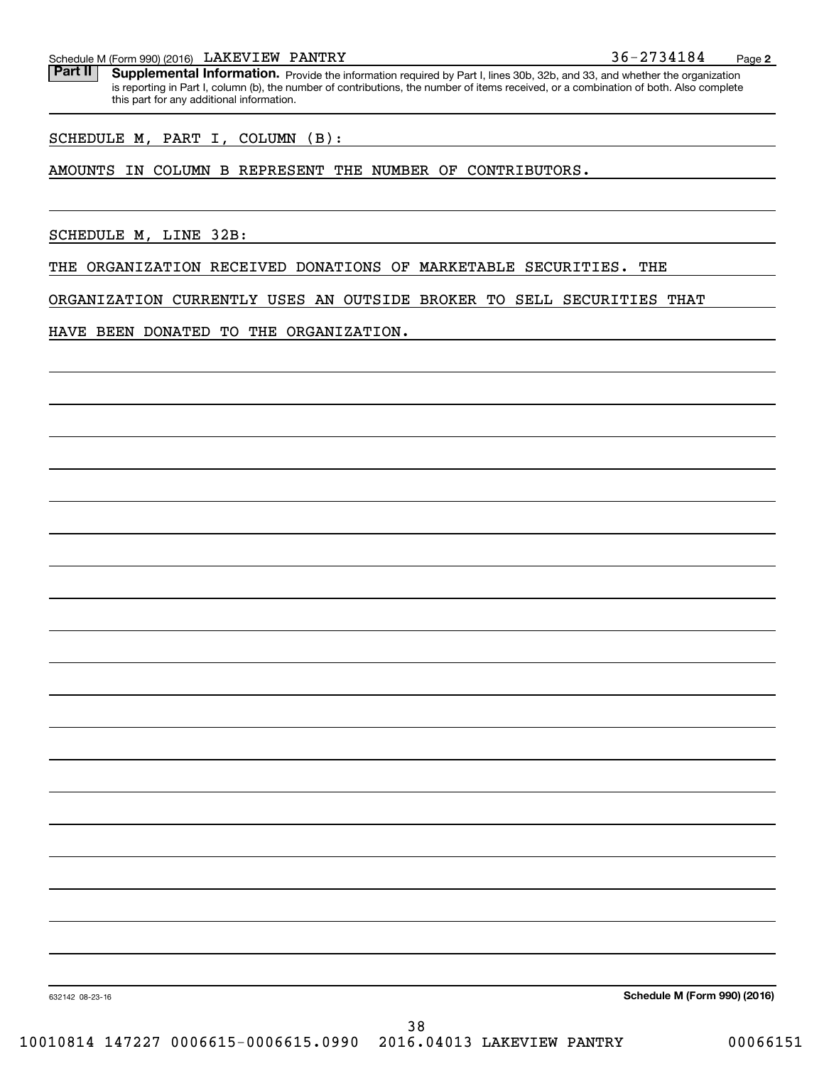Schedule M (Form 990) (2016) LAKEVIEW PANTRY 36-2734184 Page 2

**Part II** **Supplemental Information.** Provide the information required by Part I, lines 30b, 32b, and 33, and whether the organization is reporting in Part I, column (b), the number of contributions, the number of items received, or a combination of both. Also complete this part for any additional information.

SCHEDULE M, PART I, COLUMN (B):

AMOUNTS IN COLUMN B REPRESENT THE NUMBER OF CONTRIBUTORS.

SCHEDULE M, LINE 32B:

THE ORGANIZATION RECEIVED DONATIONS OF MARKETABLE SECURITIES. THE ORGANIZATION CURRENTLY USES AN OUTSIDE BROKER TO SELL SECURITIES THAT HAVE BEEN DONATED TO THE ORGANIZATION.

632142 08-23-16 **Schedule M (Form 990) (2016)**

10010814 147227 0006615-0006615.0990 2016.04013 LAKEVIEW PANTRY 00066151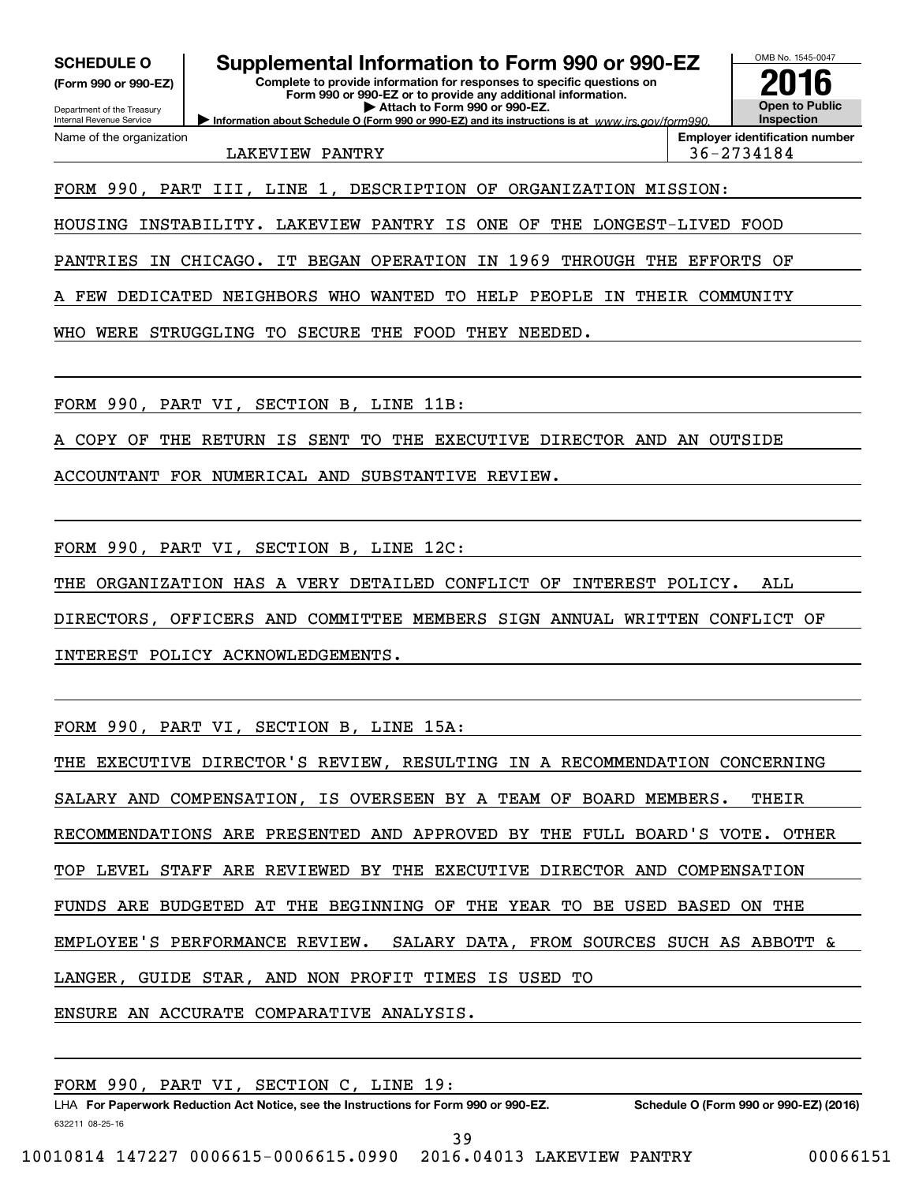**SCHEDULE O**
**(Form 990 or 990-EZ)**

Department of the Treasury
Internal Revenue Service

# Supplemental Information to Form 990 or 990-EZ

**Complete to provide information for responses to specific questions on Form 990 or 990-EZ or to provide any additional information.**
**▶ Attach to Form 990 or 990-EZ.**
**▶ Information about Schedule O (Form 990 or 990-EZ) and its instructions is at** *www.irs.gov/form990.*

OMB No. 1545-0047
**2016**
**Open to Public Inspection**

Name of the organization: LAKEVIEW PANTRY
**Employer identification number**: 36-2734184

FORM 990, PART III, LINE 1, DESCRIPTION OF ORGANIZATION MISSION:

HOUSING INSTABILITY. LAKEVIEW PANTRY IS ONE OF THE LONGEST-LIVED FOOD PANTRIES IN CHICAGO. IT BEGAN OPERATION IN 1969 THROUGH THE EFFORTS OF A FEW DEDICATED NEIGHBORS WHO WANTED TO HELP PEOPLE IN THEIR COMMUNITY WHO WERE STRUGGLING TO SECURE THE FOOD THEY NEEDED.

FORM 990, PART VI, SECTION B, LINE 11B:

A COPY OF THE RETURN IS SENT TO THE EXECUTIVE DIRECTOR AND AN OUTSIDE ACCOUNTANT FOR NUMERICAL AND SUBSTANTIVE REVIEW.

FORM 990, PART VI, SECTION B, LINE 12C:

THE ORGANIZATION HAS A VERY DETAILED CONFLICT OF INTEREST POLICY. ALL DIRECTORS, OFFICERS AND COMMITTEE MEMBERS SIGN ANNUAL WRITTEN CONFLICT OF INTEREST POLICY ACKNOWLEDGEMENTS.

FORM 990, PART VI, SECTION B, LINE 15A:

THE EXECUTIVE DIRECTOR'S REVIEW, RESULTING IN A RECOMMENDATION CONCERNING SALARY AND COMPENSATION, IS OVERSEEN BY A TEAM OF BOARD MEMBERS. THEIR RECOMMENDATIONS ARE PRESENTED AND APPROVED BY THE FULL BOARD'S VOTE. OTHER TOP LEVEL STAFF ARE REVIEWED BY THE EXECUTIVE DIRECTOR AND COMPENSATION FUNDS ARE BUDGETED AT THE BEGINNING OF THE YEAR TO BE USED BASED ON THE EMPLOYEE'S PERFORMANCE REVIEW. SALARY DATA, FROM SOURCES SUCH AS ABBOTT & LANGER, GUIDE STAR, AND NON PROFIT TIMES IS USED TO ENSURE AN ACCURATE COMPARATIVE ANALYSIS.

FORM 990, PART VI, SECTION C, LINE 19:

LHA **For Paperwork Reduction Act Notice, see the Instructions for Form 990 or 990-EZ.** **Schedule O (Form 990 or 990-EZ) (2016)**
632211 08-25-16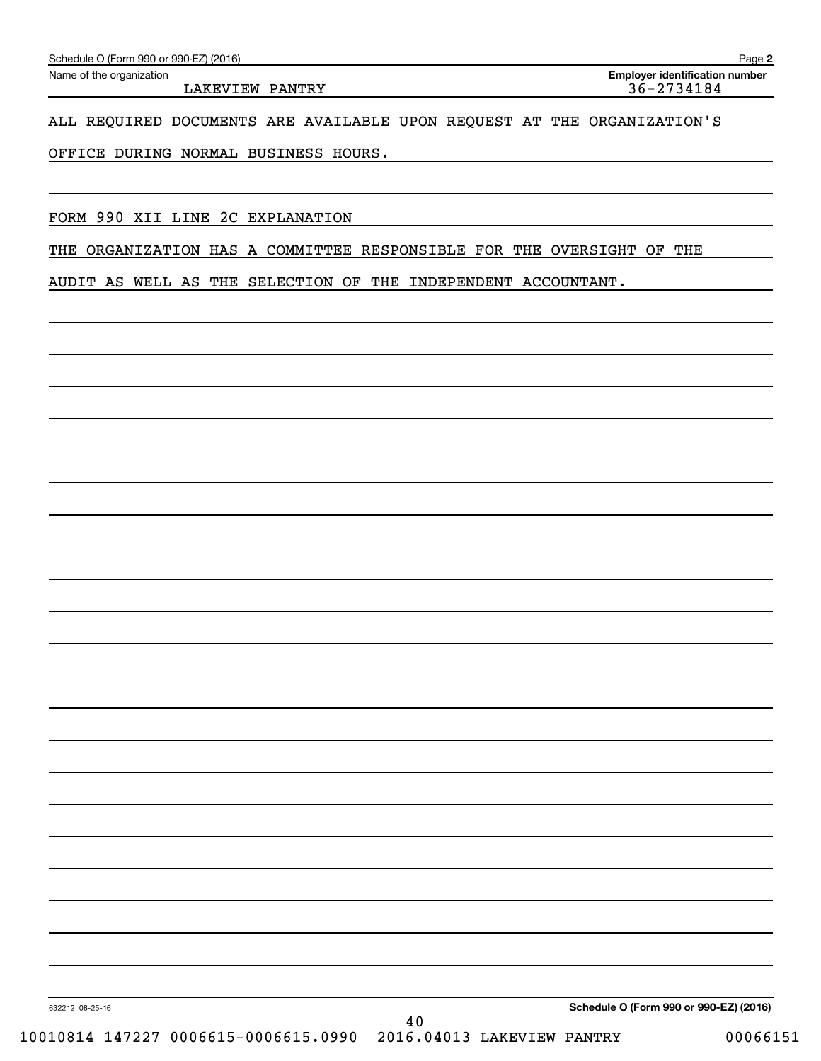Schedule O (Form 990 or 990-EZ) (2016)

Name of the organization: LAKEVIEW PANTRY

**Employer identification number** 36-2734184

ALL REQUIRED DOCUMENTS ARE AVAILABLE UPON REQUEST AT THE ORGANIZATION'S OFFICE DURING NORMAL BUSINESS HOURS.

FORM 990 XII LINE 2C EXPLANATION

THE ORGANIZATION HAS A COMMITTEE RESPONSIBLE FOR THE OVERSIGHT OF THE AUDIT AS WELL AS THE SELECTION OF THE INDEPENDENT ACCOUNTANT.